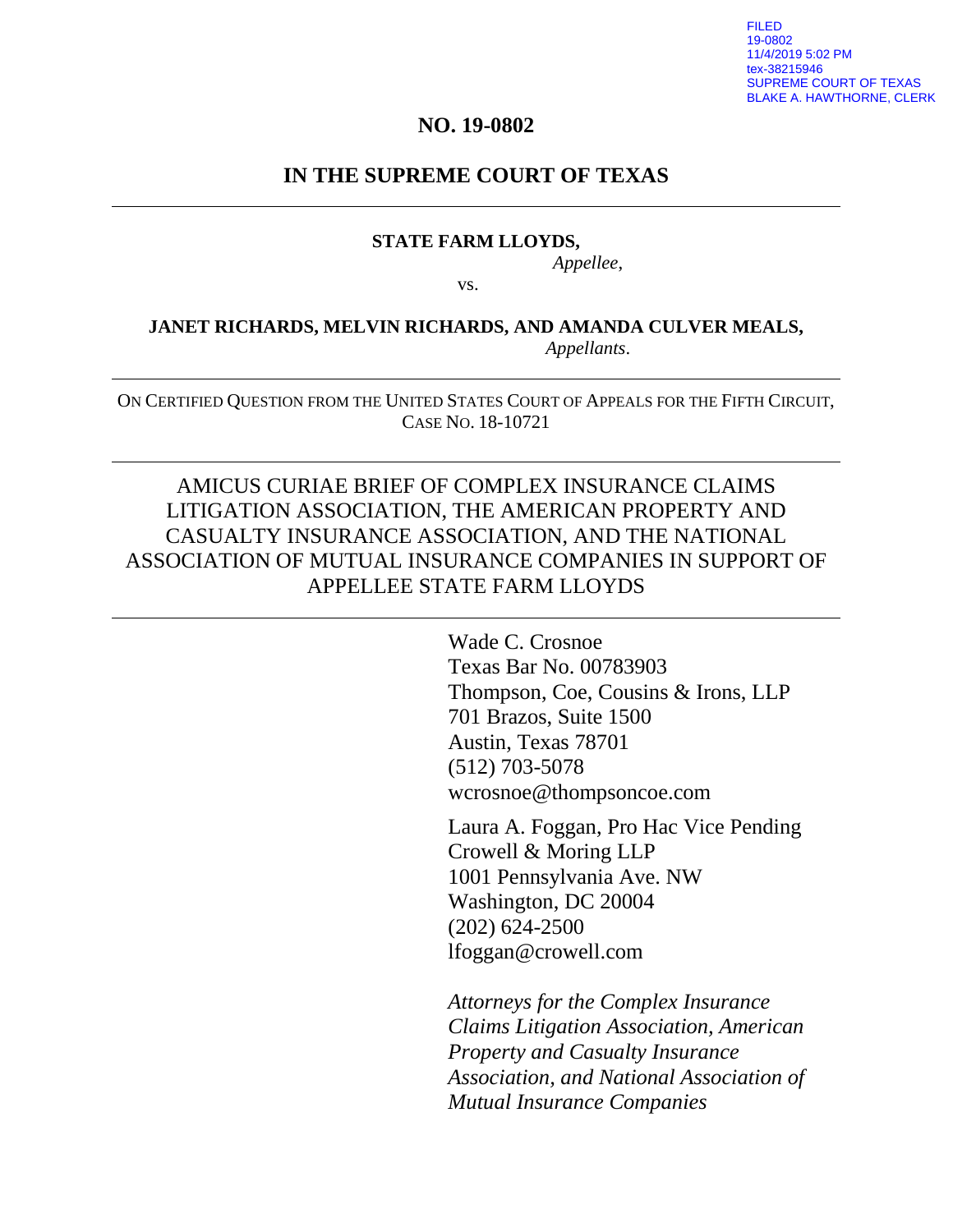FILED
19-0802
11/4/2019 5:02 PM
tex-38215946
SUPREME COURT OF TEXAS
BLAKE A. HAWTHORNE, CLERK

**NO. 19-0802**

## IN THE SUPREME COURT OF TEXAS

---

**STATE FARM LLOYDS,**
*Appellee*,

vs.

**JANET RICHARDS, MELVIN RICHARDS, AND AMANDA CULVER MEALS,**
*Appellants*.

---

ON CERTIFIED QUESTION FROM THE UNITED STATES COURT OF APPEALS FOR THE FIFTH CIRCUIT, CASE NO. 18-10721

---

AMICUS CURIAE BRIEF OF COMPLEX INSURANCE CLAIMS LITIGATION ASSOCIATION, THE AMERICAN PROPERTY AND CASUALTY INSURANCE ASSOCIATION, AND THE NATIONAL ASSOCIATION OF MUTUAL INSURANCE COMPANIES IN SUPPORT OF APPELLEE STATE FARM LLOYDS

---

Wade C. Crosnoe
Texas Bar No. 00783903
Thompson, Coe, Cousins & Irons, LLP
701 Brazos, Suite 1500
Austin, Texas 78701
(512) 703-5078
wcrosnoe@thompsoncoe.com

Laura A. Foggan, Pro Hac Vice Pending
Crowell & Moring LLP
1001 Pennsylvania Ave. NW
Washington, DC 20004
(202) 624-2500
lfoggan@crowell.com

*Attorneys for the Complex Insurance Claims Litigation Association, American Property and Casualty Insurance Association, and National Association of Mutual Insurance Companies*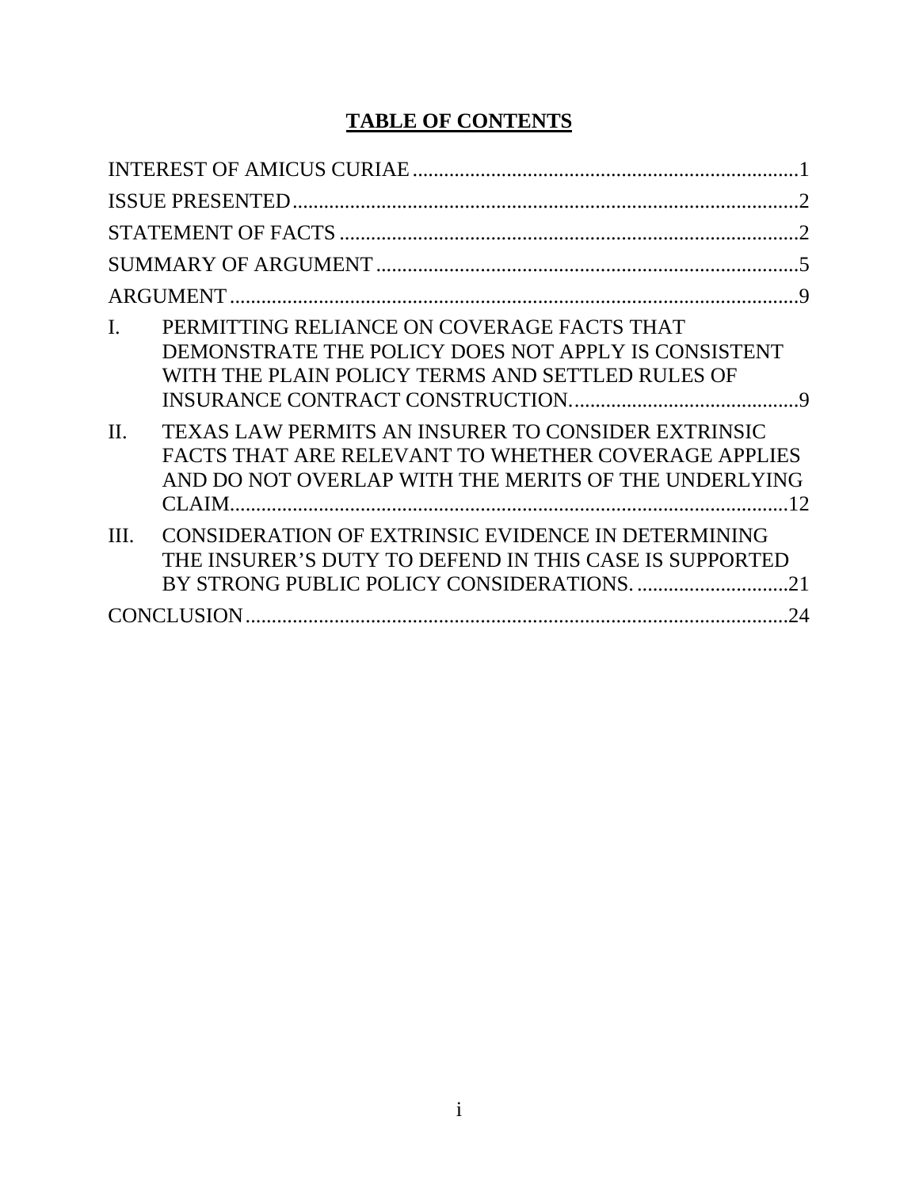# TABLE OF CONTENTS

INTEREST OF AMICUS CURIAE .......... 1

ISSUE PRESENTED .......... 2

STATEMENT OF FACTS .......... 2

SUMMARY OF ARGUMENT .......... 5

ARGUMENT .......... 9

I. PERMITTING RELIANCE ON COVERAGE FACTS THAT DEMONSTRATE THE POLICY DOES NOT APPLY IS CONSISTENT WITH THE PLAIN POLICY TERMS AND SETTLED RULES OF INSURANCE CONTRACT CONSTRUCTION. .......... 9

II. TEXAS LAW PERMITS AN INSURER TO CONSIDER EXTRINSIC FACTS THAT ARE RELEVANT TO WHETHER COVERAGE APPLIES AND DO NOT OVERLAP WITH THE MERITS OF THE UNDERLYING CLAIM. .......... 12

III. CONSIDERATION OF EXTRINSIC EVIDENCE IN DETERMINING THE INSURER'S DUTY TO DEFEND IN THIS CASE IS SUPPORTED BY STRONG PUBLIC POLICY CONSIDERATIONS. .......... 21

CONCLUSION .......... 24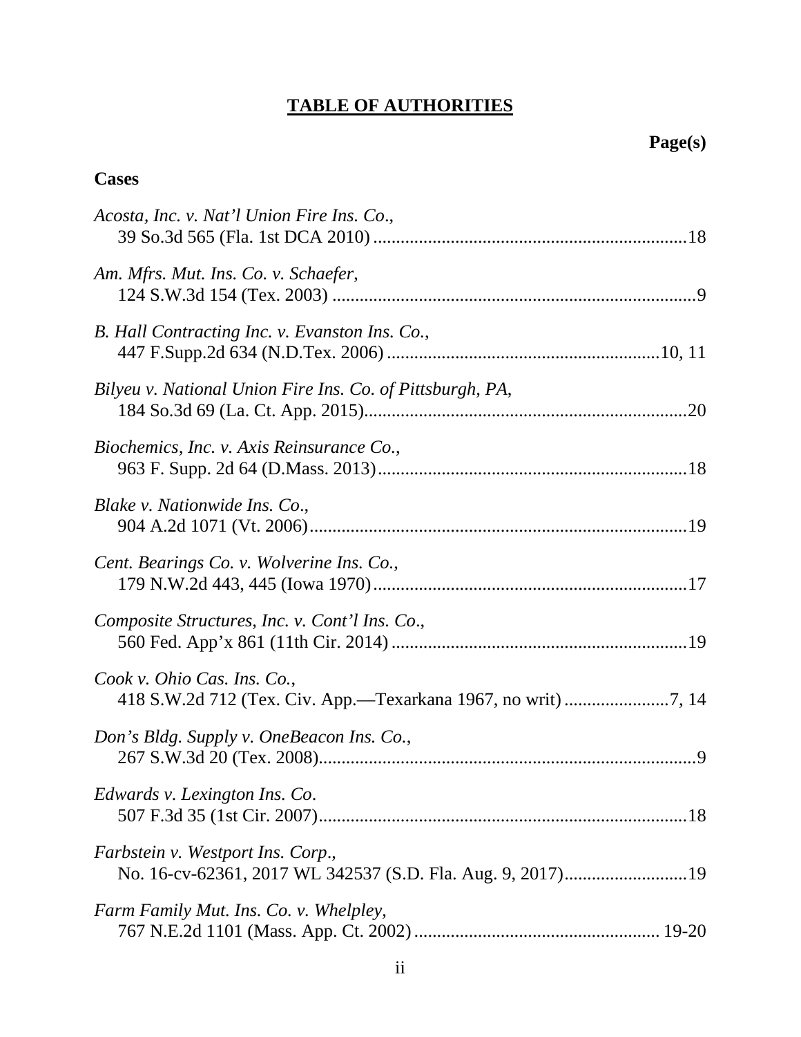# TABLE OF AUTHORITIES

**Page(s)**

**Cases**

*Acosta, Inc. v. Nat'l Union Fire Ins. Co*.,
39 So.3d 565 (Fla. 1st DCA 2010) .................................................................... 18

*Am. Mfrs. Mut. Ins. Co. v. Schaefer*,
124 S.W.3d 154 (Tex. 2003) ............................................................................... 9

*B. Hall Contracting Inc. v. Evanston Ins. Co.*,
447 F.Supp.2d 634 (N.D.Tex. 2006) ........................................................... 10, 11

*Bilyeu v. National Union Fire Ins. Co. of Pittsburgh, PA*,
184 So.3d 69 (La. Ct. App. 2015)...................................................................... 20

*Biochemics, Inc. v. Axis Reinsurance Co.*,
963 F. Supp. 2d 64 (D.Mass. 2013)................................................................... 18

*Blake v. Nationwide Ins. Co*.,
904 A.2d 1071 (Vt. 2006).................................................................................. 19

*Cent. Bearings Co. v. Wolverine Ins. Co.*,
179 N.W.2d 443, 445 (Iowa 1970).................................................................... 17

*Composite Structures, Inc. v. Cont'l Ins. Co*.,
560 Fed. App'x 861 (11th Cir. 2014) ................................................................ 19

*Cook v. Ohio Cas. Ins. Co.*,
418 S.W.2d 712 (Tex. Civ. App.—Texarkana 1967, no writ) ....................... 7, 14

*Don's Bldg. Supply v. OneBeacon Ins. Co.*,
267 S.W.3d 20 (Tex. 2008).................................................................................. 9

*Edwards v. Lexington Ins. Co*.
507 F.3d 35 (1st Cir. 2007)................................................................................ 18

*Farbstein v. Westport Ins. Corp*.,
No. 16-cv-62361, 2017 WL 342537 (S.D. Fla. Aug. 9, 2017)........................... 19

*Farm Family Mut. Ins. Co. v. Whelpley*,
767 N.E.2d 1101 (Mass. App. Ct. 2002) ..................................................... 19-20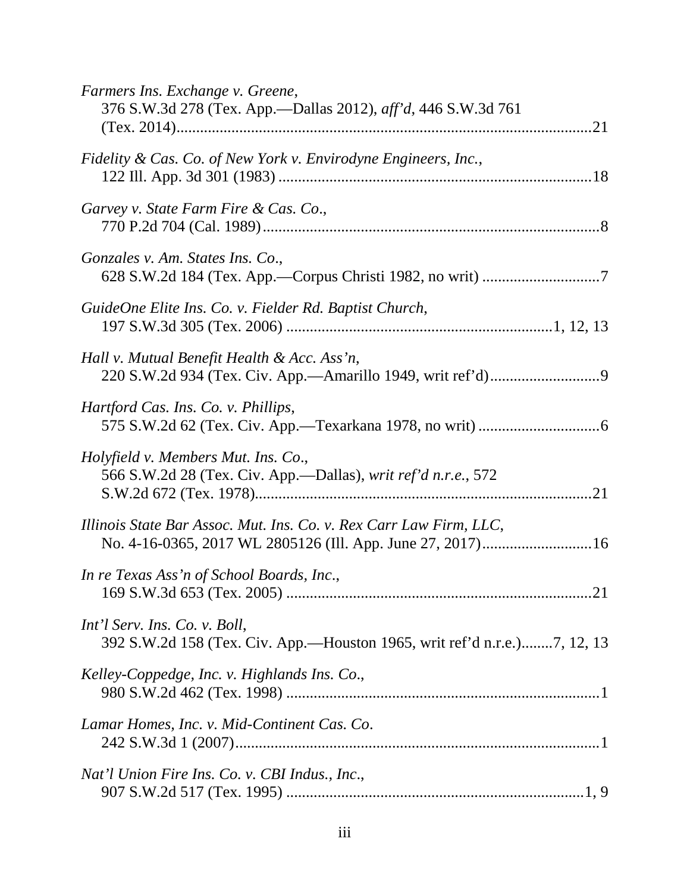*Farmers Ins. Exchange v. Greene*,
376 S.W.3d 278 (Tex. App.—Dallas 2012), *aff'd*, 446 S.W.3d 761 (Tex. 2014)........................................................................................................21

*Fidelity & Cas. Co. of New York v. Envirodyne Engineers, Inc.*,
122 Ill. App. 3d 301 (1983) ..............................................................................18

*Garvey v. State Farm Fire & Cas. Co*.,
770 P.2d 704 (Cal. 1989)....................................................................................8

*Gonzales v. Am. States Ins. Co*.,
628 S.W.2d 184 (Tex. App.—Corpus Christi 1982, no writ) .............................7

*GuideOne Elite Ins. Co. v. Fielder Rd. Baptist Church*,
197 S.W.3d 305 (Tex. 2006) .................................................................1, 12, 13

*Hall v. Mutual Benefit Health & Acc. Ass'n*,
220 S.W.2d 934 (Tex. Civ. App.—Amarillo 1949, writ ref'd)...........................9

*Hartford Cas. Ins. Co. v. Phillips*,
575 S.W.2d 62 (Tex. Civ. App.—Texarkana 1978, no writ) ..............................6

*Holyfield v. Members Mut. Ins. Co*.,
566 S.W.2d 28 (Tex. Civ. App.—Dallas), *writ ref'd n.r.e.*, 572 S.W.2d 672 (Tex. 1978)....................................................................................21

*Illinois State Bar Assoc. Mut. Ins. Co. v. Rex Carr Law Firm, LLC*,
No. 4-16-0365, 2017 WL 2805126 (Ill. App. June 27, 2017)...........................16

*In re Texas Ass'n of School Boards, Inc*.,
169 S.W.3d 653 (Tex. 2005) ............................................................................21

*Int'l Serv. Ins. Co. v. Boll*,
392 S.W.2d 158 (Tex. Civ. App.—Houston 1965, writ ref'd n.r.e.)........7, 12, 13

*Kelley-Coppedge, Inc. v. Highlands Ins. Co*.,
980 S.W.2d 462 (Tex. 1998) ..............................................................................1

*Lamar Homes, Inc. v. Mid-Continent Cas. Co*.
242 S.W.3d 1 (2007)...........................................................................................1

*Nat'l Union Fire Ins. Co. v. CBI Indus., Inc*.,
907 S.W.2d 517 (Tex. 1995) ..........................................................................1, 9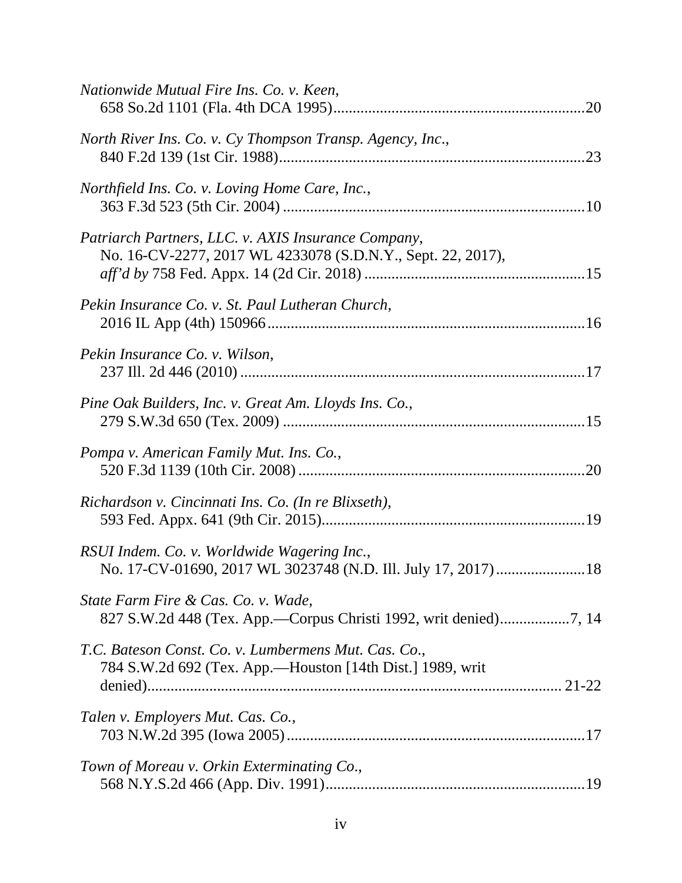*Nationwide Mutual Fire Ins. Co. v. Keen*,
658 So.2d 1101 (Fla. 4th DCA 1995)................................................................20

*North River Ins. Co. v. Cy Thompson Transp. Agency, Inc*.,
840 F.2d 139 (1st Cir. 1988).............................................................................23

*Northfield Ins. Co. v. Loving Home Care, Inc.*,
363 F.3d 523 (5th Cir. 2004) ............................................................................10

*Patriarch Partners, LLC. v. AXIS Insurance Company*,
No. 16-CV-2277, 2017 WL 4233078 (S.D.N.Y., Sept. 22, 2017),
*aff'd by* 758 Fed. Appx. 14 (2d Cir. 2018) ........................................................15

*Pekin Insurance Co. v. St. Paul Lutheran Church*,
2016 IL App (4th) 150966.................................................................................16

*Pekin Insurance Co. v. Wilson*,
237 Ill. 2d 446 (2010) .......................................................................................17

*Pine Oak Builders, Inc. v. Great Am. Lloyds Ins. Co.*,
279 S.W.3d 650 (Tex. 2009) ............................................................................15

*Pompa v. American Family Mut. Ins. Co.*,
520 F.3d 1139 (10th Cir. 2008) .........................................................................20

*Richardson v. Cincinnati Ins. Co. (In re Blixseth)*,
593 Fed. Appx. 641 (9th Cir. 2015)..................................................................19

*RSUI Indem. Co. v. Worldwide Wagering Inc.*,
No. 17-CV-01690, 2017 WL 3023748 (N.D. Ill. July 17, 2017).......................18

*State Farm Fire & Cas. Co. v. Wade*,
827 S.W.2d 448 (Tex. App.—Corpus Christi 1992, writ denied).................7, 14

*T.C. Bateson Const. Co. v. Lumbermens Mut. Cas. Co*.,
784 S.W.2d 692 (Tex. App.—Houston [14th Dist.] 1989, writ
denied)........................................................................................... 21-22

*Talen v. Employers Mut. Cas. Co.*,
703 N.W.2d 395 (Iowa 2005)...........................................................................17

*Town of Moreau v. Orkin Exterminating Co.*,
568 N.Y.S.2d 466 (App. Div. 1991).................................................................19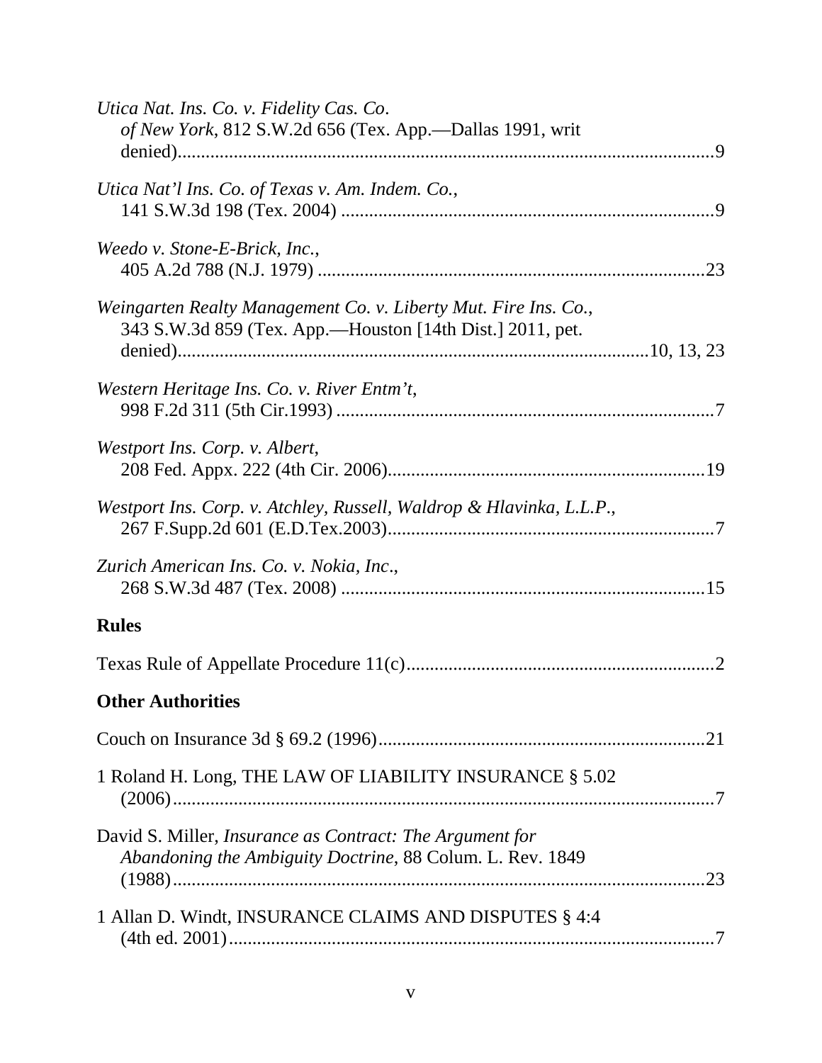*Utica Nat. Ins. Co. v. Fidelity Cas. Co. of New York*, 812 S.W.2d 656 (Tex. App.—Dallas 1991, writ denied)....................9

*Utica Nat'l Ins. Co. of Texas v. Am. Indem. Co.*, 141 S.W.3d 198 (Tex. 2004) ....................9

*Weedo v. Stone-E-Brick, Inc.*, 405 A.2d 788 (N.J. 1979) ....................23

*Weingarten Realty Management Co. v. Liberty Mut. Fire Ins. Co.*, 343 S.W.3d 859 (Tex. App.—Houston [14th Dist.] 2011, pet. denied)....................10, 13, 23

*Western Heritage Ins. Co. v. River Entm't*, 998 F.2d 311 (5th Cir.1993) ....................7

*Westport Ins. Corp. v. Albert*, 208 Fed. Appx. 222 (4th Cir. 2006)....................19

*Westport Ins. Corp. v. Atchley, Russell, Waldrop & Hlavinka, L.L.P.*, 267 F.Supp.2d 601 (E.D.Tex.2003)....................7

*Zurich American Ins. Co. v. Nokia, Inc.*, 268 S.W.3d 487 (Tex. 2008) ....................15

## Rules

Texas Rule of Appellate Procedure 11(c)....................2

## Other Authorities

Couch on Insurance 3d § 69.2 (1996)....................21

1 Roland H. Long, THE LAW OF LIABILITY INSURANCE § 5.02 (2006)....................7

David S. Miller, *Insurance as Contract: The Argument for Abandoning the Ambiguity Doctrine*, 88 Colum. L. Rev. 1849 (1988)....................23

1 Allan D. Windt, INSURANCE CLAIMS AND DISPUTES § 4:4 (4th ed. 2001)....................7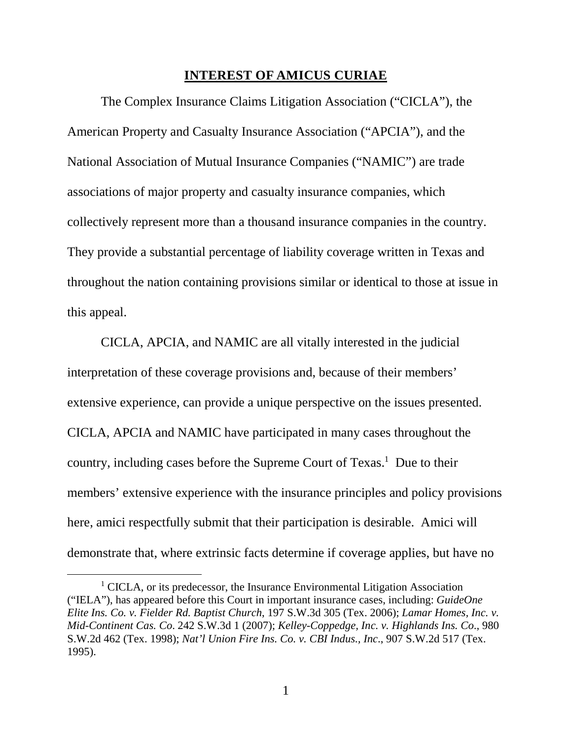## INTEREST OF AMICUS CURIAE

The Complex Insurance Claims Litigation Association ("CICLA"), the American Property and Casualty Insurance Association ("APCIA"), and the National Association of Mutual Insurance Companies ("NAMIC") are trade associations of major property and casualty insurance companies, which collectively represent more than a thousand insurance companies in the country. They provide a substantial percentage of liability coverage written in Texas and throughout the nation containing provisions similar or identical to those at issue in this appeal.

CICLA, APCIA, and NAMIC are all vitally interested in the judicial interpretation of these coverage provisions and, because of their members' extensive experience, can provide a unique perspective on the issues presented. CICLA, APCIA and NAMIC have participated in many cases throughout the country, including cases before the Supreme Court of Texas.[1] Due to their members' extensive experience with the insurance principles and policy provisions here, amici respectfully submit that their participation is desirable. Amici will demonstrate that, where extrinsic facts determine if coverage applies, but have no

---

[1] CICLA, or its predecessor, the Insurance Environmental Litigation Association ("IELA"), has appeared before this Court in important insurance cases, including: *GuideOne Elite Ins. Co. v. Fielder Rd. Baptist Church*, 197 S.W.3d 305 (Tex. 2006); *Lamar Homes, Inc. v. Mid-Continent Cas. Co.* 242 S.W.3d 1 (2007); *Kelley-Coppedge, Inc. v. Highlands Ins. Co*., 980 S.W.2d 462 (Tex. 1998); *Nat'l Union Fire Ins. Co. v. CBI Indus., Inc*., 907 S.W.2d 517 (Tex. 1995).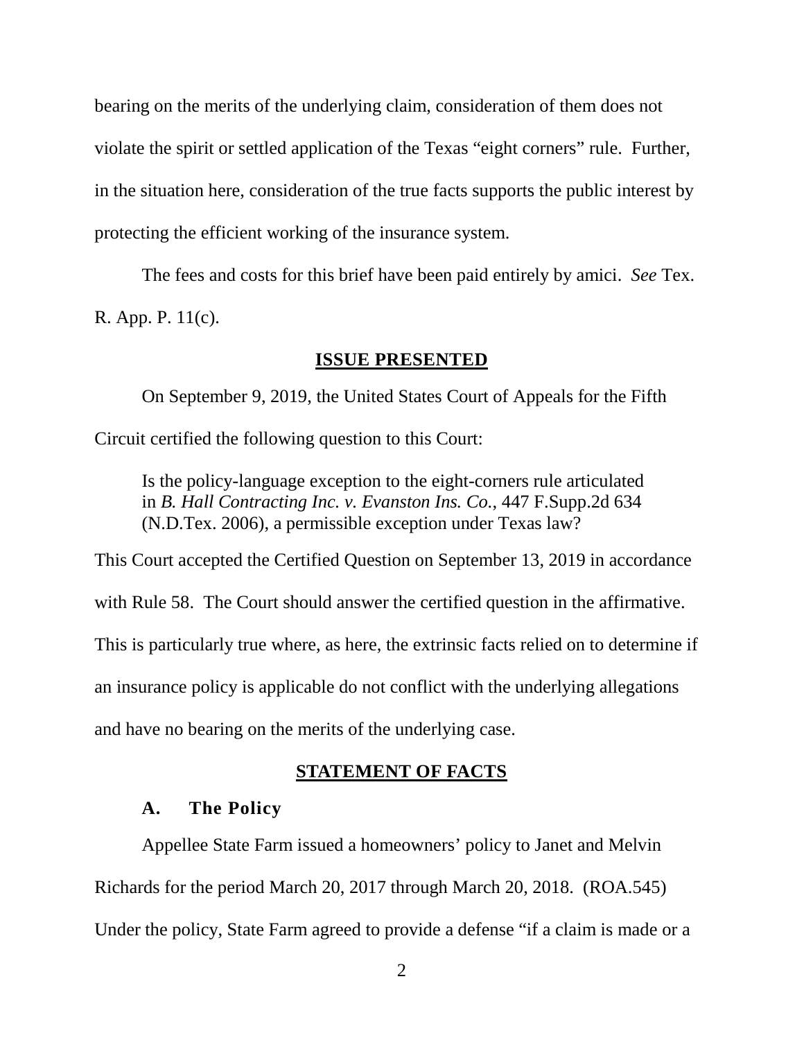bearing on the merits of the underlying claim, consideration of them does not violate the spirit or settled application of the Texas "eight corners" rule. Further, in the situation here, consideration of the true facts supports the public interest by protecting the efficient working of the insurance system.

The fees and costs for this brief have been paid entirely by amici. *See* Tex. R. App. P. 11(c).

## ISSUE PRESENTED

On September 9, 2019, the United States Court of Appeals for the Fifth Circuit certified the following question to this Court:

> Is the policy-language exception to the eight-corners rule articulated in *B. Hall Contracting Inc. v. Evanston Ins. Co.*, 447 F.Supp.2d 634 (N.D.Tex. 2006), a permissible exception under Texas law?

This Court accepted the Certified Question on September 13, 2019 in accordance with Rule 58. The Court should answer the certified question in the affirmative. This is particularly true where, as here, the extrinsic facts relied on to determine if an insurance policy is applicable do not conflict with the underlying allegations and have no bearing on the merits of the underlying case.

## STATEMENT OF FACTS

### A. The Policy

Appellee State Farm issued a homeowners' policy to Janet and Melvin Richards for the period March 20, 2017 through March 20, 2018. (ROA.545) Under the policy, State Farm agreed to provide a defense "if a claim is made or a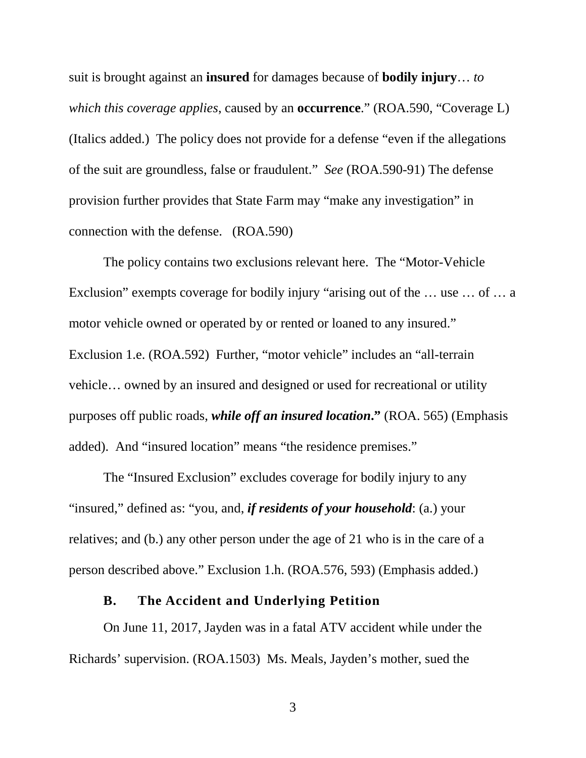suit is brought against an **insured** for damages because of **bodily injury**… *to which this coverage applies*, caused by an **occurrence**." (ROA.590, "Coverage L) (Italics added.) The policy does not provide for a defense "even if the allegations of the suit are groundless, false or fraudulent." *See* (ROA.590-91) The defense provision further provides that State Farm may "make any investigation" in connection with the defense. (ROA.590)

The policy contains two exclusions relevant here. The "Motor-Vehicle Exclusion" exempts coverage for bodily injury "arising out of the … use … of … a motor vehicle owned or operated by or rented or loaned to any insured." Exclusion 1.e. (ROA.592) Further, "motor vehicle" includes an "all-terrain vehicle… owned by an insured and designed or used for recreational or utility purposes off public roads, ***while off an insured location*.**" (ROA. 565) (Emphasis added). And "insured location" means "the residence premises."

The "Insured Exclusion" excludes coverage for bodily injury to any "insured," defined as: "you, and, ***if residents of your household***: (a.) your relatives; and (b.) any other person under the age of 21 who is in the care of a person described above." Exclusion 1.h. (ROA.576, 593) (Emphasis added.)

### B. The Accident and Underlying Petition

On June 11, 2017, Jayden was in a fatal ATV accident while under the Richards' supervision. (ROA.1503) Ms. Meals, Jayden's mother, sued the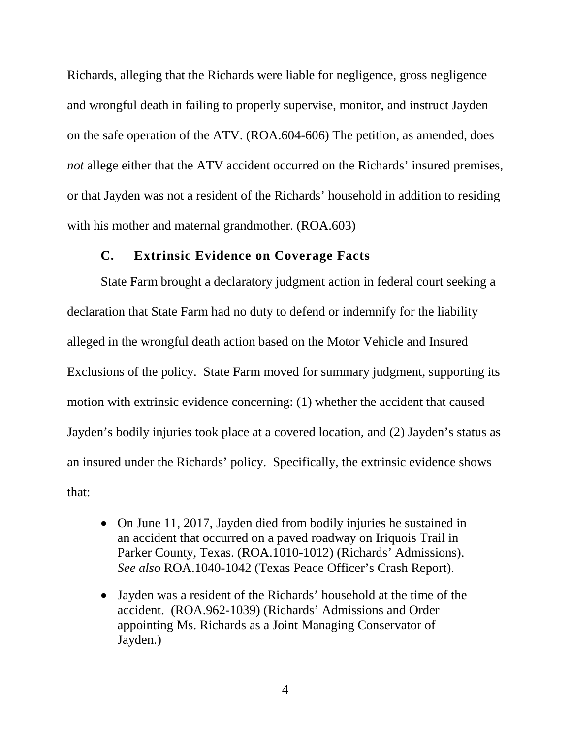Richards, alleging that the Richards were liable for negligence, gross negligence and wrongful death in failing to properly supervise, monitor, and instruct Jayden on the safe operation of the ATV. (ROA.604-606) The petition, as amended, does *not* allege either that the ATV accident occurred on the Richards' insured premises, or that Jayden was not a resident of the Richards' household in addition to residing with his mother and maternal grandmother. (ROA.603)

### C. Extrinsic Evidence on Coverage Facts

State Farm brought a declaratory judgment action in federal court seeking a declaration that State Farm had no duty to defend or indemnify for the liability alleged in the wrongful death action based on the Motor Vehicle and Insured Exclusions of the policy. State Farm moved for summary judgment, supporting its motion with extrinsic evidence concerning: (1) whether the accident that caused Jayden's bodily injuries took place at a covered location, and (2) Jayden's status as an insured under the Richards' policy. Specifically, the extrinsic evidence shows that:

- On June 11, 2017, Jayden died from bodily injuries he sustained in an accident that occurred on a paved roadway on Iriquois Trail in Parker County, Texas. (ROA.1010-1012) (Richards' Admissions). *See also* ROA.1040-1042 (Texas Peace Officer's Crash Report).

- Jayden was a resident of the Richards' household at the time of the accident. (ROA.962-1039) (Richards' Admissions and Order appointing Ms. Richards as a Joint Managing Conservator of Jayden.)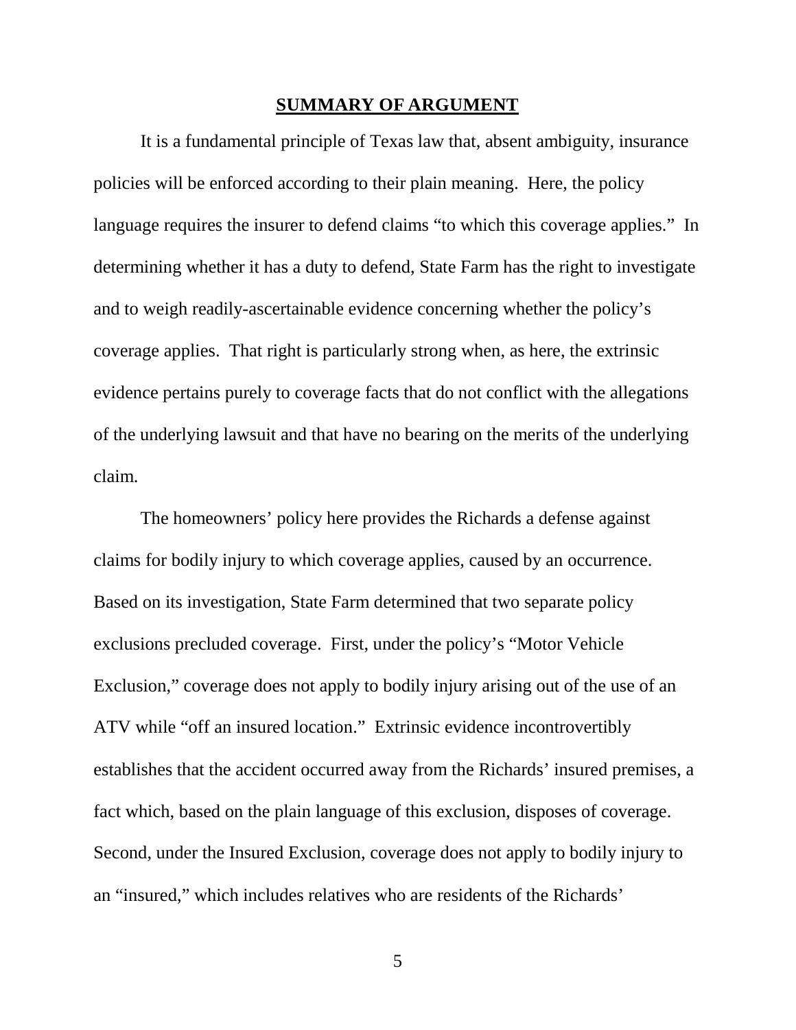## SUMMARY OF ARGUMENT

It is a fundamental principle of Texas law that, absent ambiguity, insurance policies will be enforced according to their plain meaning. Here, the policy language requires the insurer to defend claims "to which this coverage applies." In determining whether it has a duty to defend, State Farm has the right to investigate and to weigh readily-ascertainable evidence concerning whether the policy's coverage applies. That right is particularly strong when, as here, the extrinsic evidence pertains purely to coverage facts that do not conflict with the allegations of the underlying lawsuit and that have no bearing on the merits of the underlying claim.

The homeowners' policy here provides the Richards a defense against claims for bodily injury to which coverage applies, caused by an occurrence. Based on its investigation, State Farm determined that two separate policy exclusions precluded coverage. First, under the policy's "Motor Vehicle Exclusion," coverage does not apply to bodily injury arising out of the use of an ATV while "off an insured location." Extrinsic evidence incontrovertibly establishes that the accident occurred away from the Richards' insured premises, a fact which, based on the plain language of this exclusion, disposes of coverage. Second, under the Insured Exclusion, coverage does not apply to bodily injury to an "insured," which includes relatives who are residents of the Richards'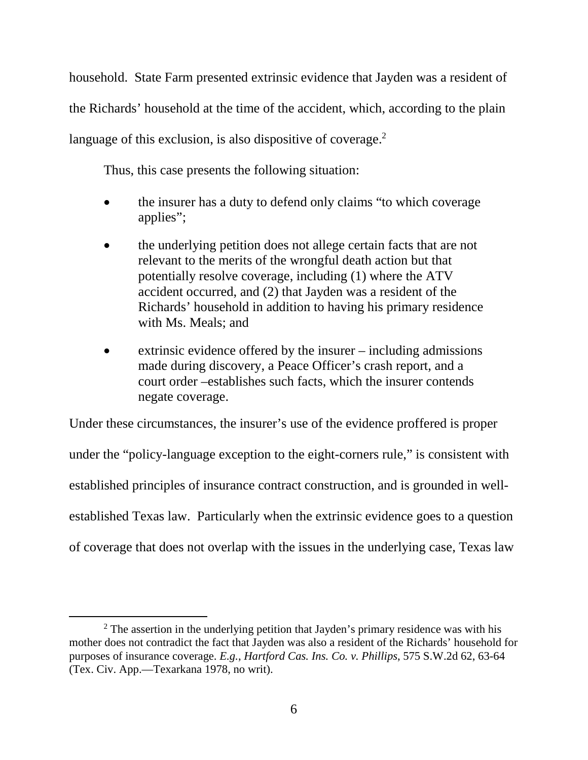household. State Farm presented extrinsic evidence that Jayden was a resident of the Richards' household at the time of the accident, which, according to the plain language of this exclusion, is also dispositive of coverage.[2]

Thus, this case presents the following situation:

- the insurer has a duty to defend only claims "to which coverage applies";
- the underlying petition does not allege certain facts that are not relevant to the merits of the wrongful death action but that potentially resolve coverage, including (1) where the ATV accident occurred, and (2) that Jayden was a resident of the Richards' household in addition to having his primary residence with Ms. Meals; and
- extrinsic evidence offered by the insurer – including admissions made during discovery, a Peace Officer's crash report, and a court order –establishes such facts, which the insurer contends negate coverage.

Under these circumstances, the insurer's use of the evidence proffered is proper under the "policy-language exception to the eight-corners rule," is consistent with established principles of insurance contract construction, and is grounded in well-established Texas law. Particularly when the extrinsic evidence goes to a question of coverage that does not overlap with the issues in the underlying case, Texas law

[2] The assertion in the underlying petition that Jayden's primary residence was with his mother does not contradict the fact that Jayden was also a resident of the Richards' household for purposes of insurance coverage. *E.g.*, *Hartford Cas. Ins. Co. v. Phillips*, 575 S.W.2d 62, 63-64 (Tex. Civ. App.—Texarkana 1978, no writ).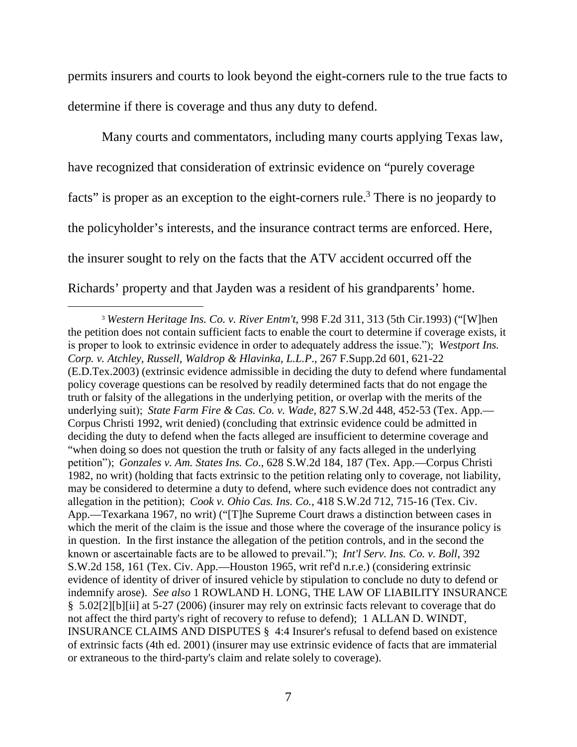permits insurers and courts to look beyond the eight-corners rule to the true facts to determine if there is coverage and thus any duty to defend.

Many courts and commentators, including many courts applying Texas law, have recognized that consideration of extrinsic evidence on "purely coverage facts" is proper as an exception to the eight-corners rule.[3] There is no jeopardy to the policyholder's interests, and the insurance contract terms are enforced. Here, the insurer sought to rely on the facts that the ATV accident occurred off the Richards' property and that Jayden was a resident of his grandparents' home.

---

[3] *Western Heritage Ins. Co. v. River Entm't*, 998 F.2d 311, 313 (5th Cir.1993) ("[W]hen the petition does not contain sufficient facts to enable the court to determine if coverage exists, it is proper to look to extrinsic evidence in order to adequately address the issue."); *Westport Ins. Corp. v. Atchley, Russell, Waldrop & Hlavinka, L.L.P*., 267 F.Supp.2d 601, 621-22 (E.D.Tex.2003) (extrinsic evidence admissible in deciding the duty to defend where fundamental policy coverage questions can be resolved by readily determined facts that do not engage the truth or falsity of the allegations in the underlying petition, or overlap with the merits of the underlying suit); *State Farm Fire & Cas. Co. v. Wade*, 827 S.W.2d 448, 452-53 (Tex. App.—Corpus Christi 1992, writ denied) (concluding that extrinsic evidence could be admitted in deciding the duty to defend when the facts alleged are insufficient to determine coverage and "when doing so does not question the truth or falsity of any facts alleged in the underlying petition"); *Gonzales v. Am. States Ins. Co*., 628 S.W.2d 184, 187 (Tex. App.—Corpus Christi 1982, no writ) (holding that facts extrinsic to the petition relating only to coverage, not liability, may be considered to determine a duty to defend, where such evidence does not contradict any allegation in the petition); *Cook v. Ohio Cas. Ins. Co.*, 418 S.W.2d 712, 715-16 (Tex. Civ. App.—Texarkana 1967, no writ) ("[T]he Supreme Court draws a distinction between cases in which the merit of the claim is the issue and those where the coverage of the insurance policy is in question. In the first instance the allegation of the petition controls, and in the second the known or ascertainable facts are to be allowed to prevail."); *Int'l Serv. Ins. Co. v. Boll*, 392 S.W.2d 158, 161 (Tex. Civ. App.—Houston 1965, writ ref'd n.r.e.) (considering extrinsic evidence of identity of driver of insured vehicle by stipulation to conclude no duty to defend or indemnify arose). *See also* 1 ROWLAND H. LONG, THE LAW OF LIABILITY INSURANCE § 5.02[2][b][ii] at 5-27 (2006) (insurer may rely on extrinsic facts relevant to coverage that do not affect the third party's right of recovery to refuse to defend); 1 ALLAN D. WINDT, INSURANCE CLAIMS AND DISPUTES § 4:4 Insurer's refusal to defend based on existence of extrinsic facts (4th ed. 2001) (insurer may use extrinsic evidence of facts that are immaterial or extraneous to the third-party's claim and relate solely to coverage).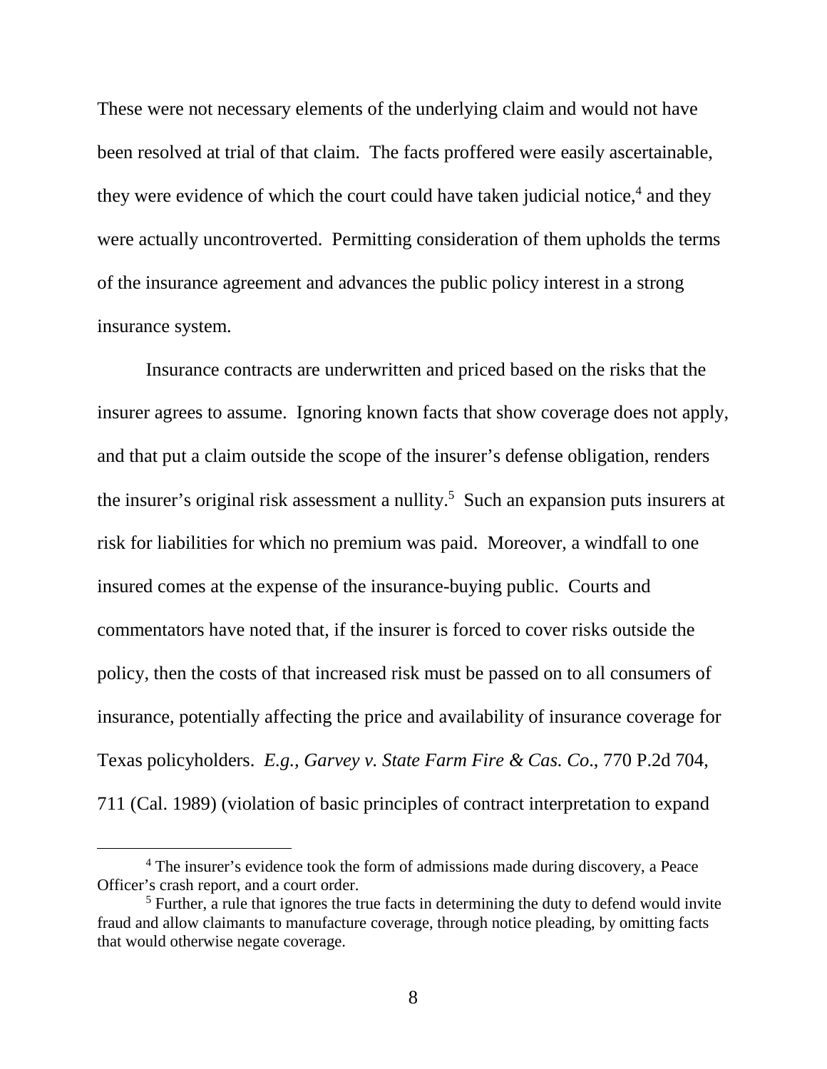These were not necessary elements of the underlying claim and would not have been resolved at trial of that claim. The facts proffered were easily ascertainable, they were evidence of which the court could have taken judicial notice,[4] and they were actually uncontroverted. Permitting consideration of them upholds the terms of the insurance agreement and advances the public policy interest in a strong insurance system.

Insurance contracts are underwritten and priced based on the risks that the insurer agrees to assume. Ignoring known facts that show coverage does not apply, and that put a claim outside the scope of the insurer's defense obligation, renders the insurer's original risk assessment a nullity.[5] Such an expansion puts insurers at risk for liabilities for which no premium was paid. Moreover, a windfall to one insured comes at the expense of the insurance-buying public. Courts and commentators have noted that, if the insurer is forced to cover risks outside the policy, then the costs of that increased risk must be passed on to all consumers of insurance, potentially affecting the price and availability of insurance coverage for Texas policyholders. *E.g.*, *Garvey v. State Farm Fire & Cas. Co.*, 770 P.2d 704, 711 (Cal. 1989) (violation of basic principles of contract interpretation to expand

---

[4] The insurer's evidence took the form of admissions made during discovery, a Peace Officer's crash report, and a court order.

[5] Further, a rule that ignores the true facts in determining the duty to defend would invite fraud and allow claimants to manufacture coverage, through notice pleading, by omitting facts that would otherwise negate coverage.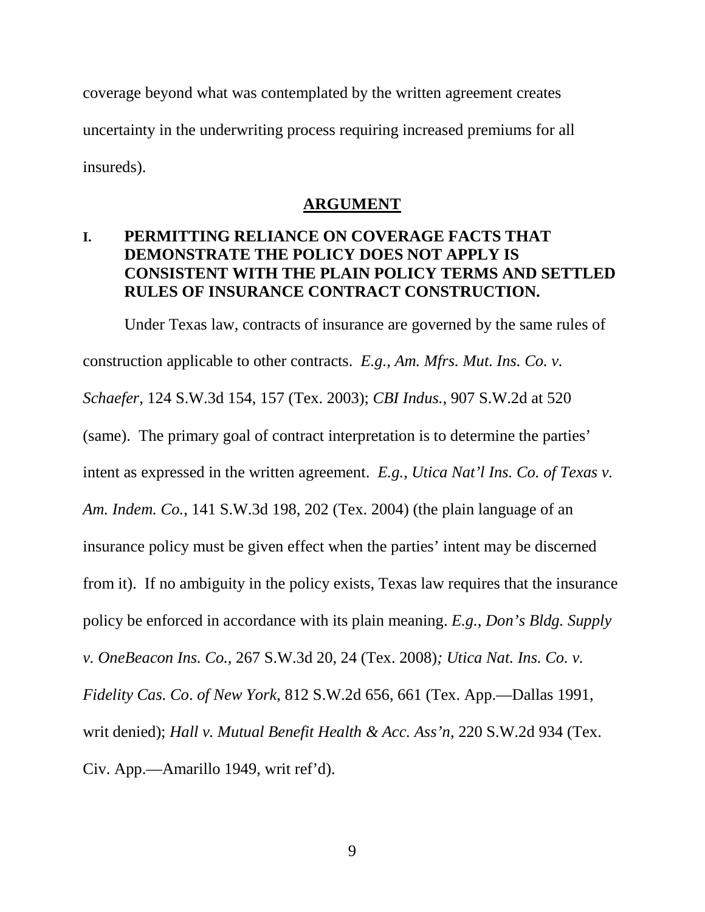coverage beyond what was contemplated by the written agreement creates uncertainty in the underwriting process requiring increased premiums for all insureds).

## ARGUMENT

### I. PERMITTING RELIANCE ON COVERAGE FACTS THAT DEMONSTRATE THE POLICY DOES NOT APPLY IS CONSISTENT WITH THE PLAIN POLICY TERMS AND SETTLED RULES OF INSURANCE CONTRACT CONSTRUCTION.

Under Texas law, contracts of insurance are governed by the same rules of construction applicable to other contracts. *E.g., Am. Mfrs. Mut. Ins. Co. v. Schaefer*, 124 S.W.3d 154, 157 (Tex. 2003); *CBI Indus.*, 907 S.W.2d at 520 (same). The primary goal of contract interpretation is to determine the parties' intent as expressed in the written agreement. *E.g., Utica Nat'l Ins. Co. of Texas v. Am. Indem. Co.*, 141 S.W.3d 198, 202 (Tex. 2004) (the plain language of an insurance policy must be given effect when the parties' intent may be discerned from it). If no ambiguity in the policy exists, Texas law requires that the insurance policy be enforced in accordance with its plain meaning. *E.g.*, *Don's Bldg. Supply v. OneBeacon Ins. Co.*, 267 S.W.3d 20, 24 (Tex. 2008)*; Utica Nat. Ins. Co. v. Fidelity Cas. Co. of New York,* 812 S.W.2d 656, 661 (Tex. App.—Dallas 1991, writ denied); *Hall v. Mutual Benefit Health & Acc. Ass'n*, 220 S.W.2d 934 (Tex. Civ. App.—Amarillo 1949, writ ref'd).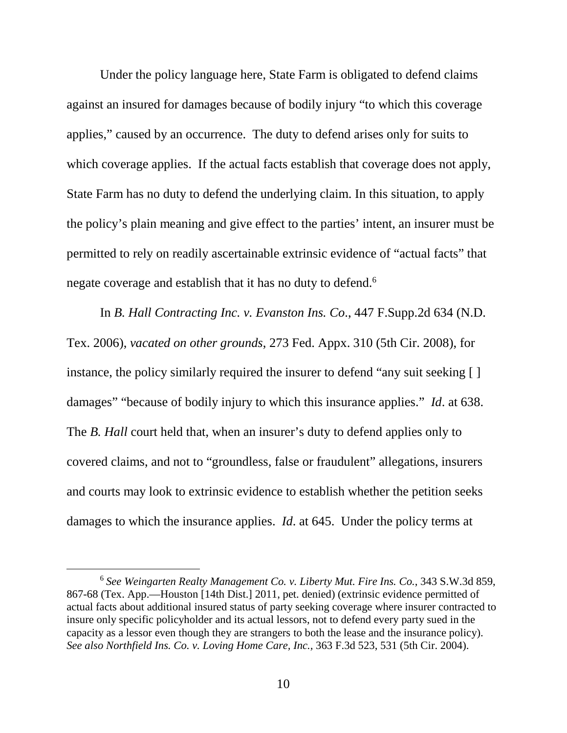Under the policy language here, State Farm is obligated to defend claims against an insured for damages because of bodily injury "to which this coverage applies," caused by an occurrence. The duty to defend arises only for suits to which coverage applies. If the actual facts establish that coverage does not apply, State Farm has no duty to defend the underlying claim. In this situation, to apply the policy's plain meaning and give effect to the parties' intent, an insurer must be permitted to rely on readily ascertainable extrinsic evidence of "actual facts" that negate coverage and establish that it has no duty to defend.[6]

In *B. Hall Contracting Inc. v. Evanston Ins. Co*., 447 F.Supp.2d 634 (N.D. Tex. 2006), *vacated on other grounds*, 273 Fed. Appx. 310 (5th Cir. 2008), for instance, the policy similarly required the insurer to defend "any suit seeking [ ] damages" "because of bodily injury to which this insurance applies." *Id*. at 638. The *B. Hall* court held that, when an insurer's duty to defend applies only to covered claims, and not to "groundless, false or fraudulent" allegations, insurers and courts may look to extrinsic evidence to establish whether the petition seeks damages to which the insurance applies. *Id*. at 645. Under the policy terms at

[6] *See Weingarten Realty Management Co. v. Liberty Mut. Fire Ins. Co.*, 343 S.W.3d 859, 867-68 (Tex. App.—Houston [14th Dist.] 2011, pet. denied) (extrinsic evidence permitted of actual facts about additional insured status of party seeking coverage where insurer contracted to insure only specific policyholder and its actual lessors, not to defend every party sued in the capacity as a lessor even though they are strangers to both the lease and the insurance policy). *See also Northfield Ins. Co. v. Loving Home Care, Inc.*, 363 F.3d 523, 531 (5th Cir. 2004).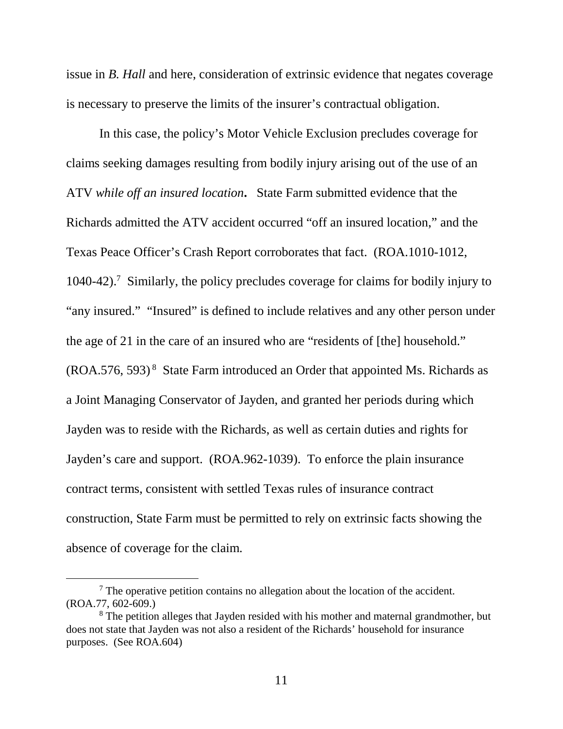issue in *B. Hall* and here, consideration of extrinsic evidence that negates coverage is necessary to preserve the limits of the insurer's contractual obligation.

In this case, the policy's Motor Vehicle Exclusion precludes coverage for claims seeking damages resulting from bodily injury arising out of the use of an ATV *while off an insured location***.** State Farm submitted evidence that the Richards admitted the ATV accident occurred "off an insured location," and the Texas Peace Officer's Crash Report corroborates that fact. (ROA.1010-1012, 1040-42).[7] Similarly, the policy precludes coverage for claims for bodily injury to "any insured." "Insured" is defined to include relatives and any other person under the age of 21 in the care of an insured who are "residents of [the] household." (ROA.576, 593)[8] State Farm introduced an Order that appointed Ms. Richards as a Joint Managing Conservator of Jayden, and granted her periods during which Jayden was to reside with the Richards, as well as certain duties and rights for Jayden's care and support. (ROA.962-1039). To enforce the plain insurance contract terms, consistent with settled Texas rules of insurance contract construction, State Farm must be permitted to rely on extrinsic facts showing the absence of coverage for the claim.

---

[7] The operative petition contains no allegation about the location of the accident. (ROA.77, 602-609.)

[8] The petition alleges that Jayden resided with his mother and maternal grandmother, but does not state that Jayden was not also a resident of the Richards' household for insurance purposes. (See ROA.604)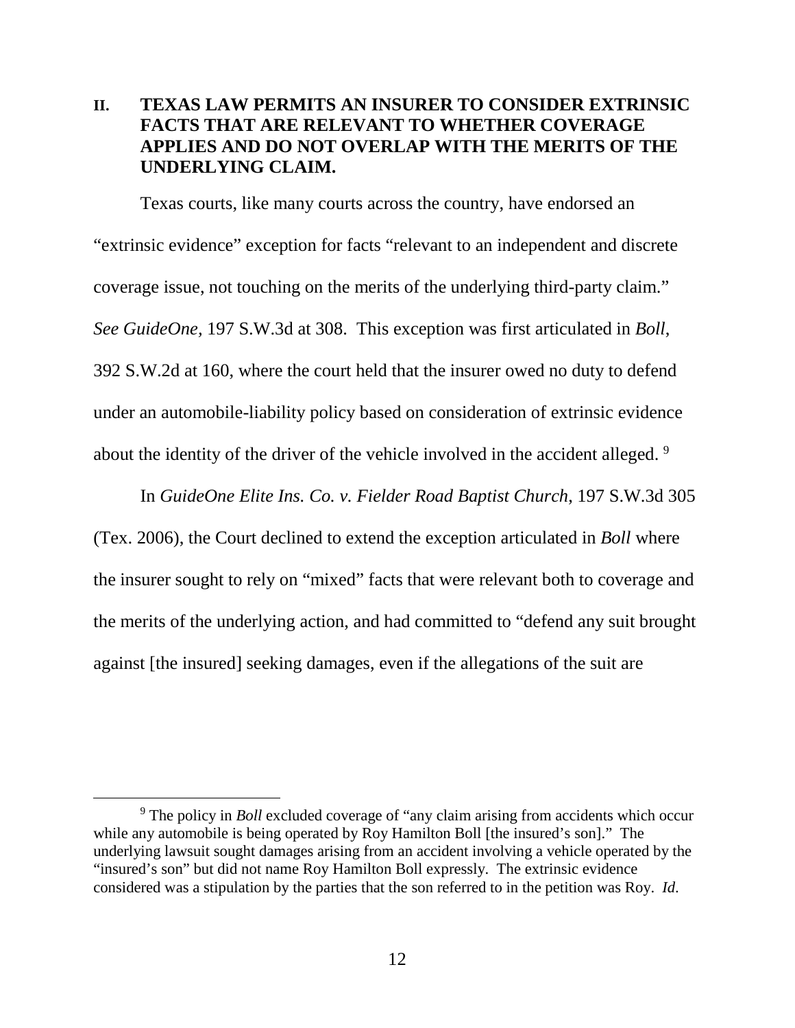## II. TEXAS LAW PERMITS AN INSURER TO CONSIDER EXTRINSIC FACTS THAT ARE RELEVANT TO WHETHER COVERAGE APPLIES AND DO NOT OVERLAP WITH THE MERITS OF THE UNDERLYING CLAIM.

Texas courts, like many courts across the country, have endorsed an "extrinsic evidence" exception for facts "relevant to an independent and discrete coverage issue, not touching on the merits of the underlying third-party claim." *See GuideOne,* 197 S.W.3d at 308. This exception was first articulated in *Boll*, 392 S.W.2d at 160, where the court held that the insurer owed no duty to defend under an automobile-liability policy based on consideration of extrinsic evidence about the identity of the driver of the vehicle involved in the accident alleged. [9]

In *GuideOne Elite Ins. Co. v. Fielder Road Baptist Church*, 197 S.W.3d 305 (Tex. 2006), the Court declined to extend the exception articulated in *Boll* where the insurer sought to rely on "mixed" facts that were relevant both to coverage and the merits of the underlying action, and had committed to "defend any suit brought against [the insured] seeking damages, even if the allegations of the suit are

---

[9] The policy in *Boll* excluded coverage of "any claim arising from accidents which occur while any automobile is being operated by Roy Hamilton Boll [the insured's son]." The underlying lawsuit sought damages arising from an accident involving a vehicle operated by the "insured's son" but did not name Roy Hamilton Boll expressly. The extrinsic evidence considered was a stipulation by the parties that the son referred to in the petition was Roy. *Id.*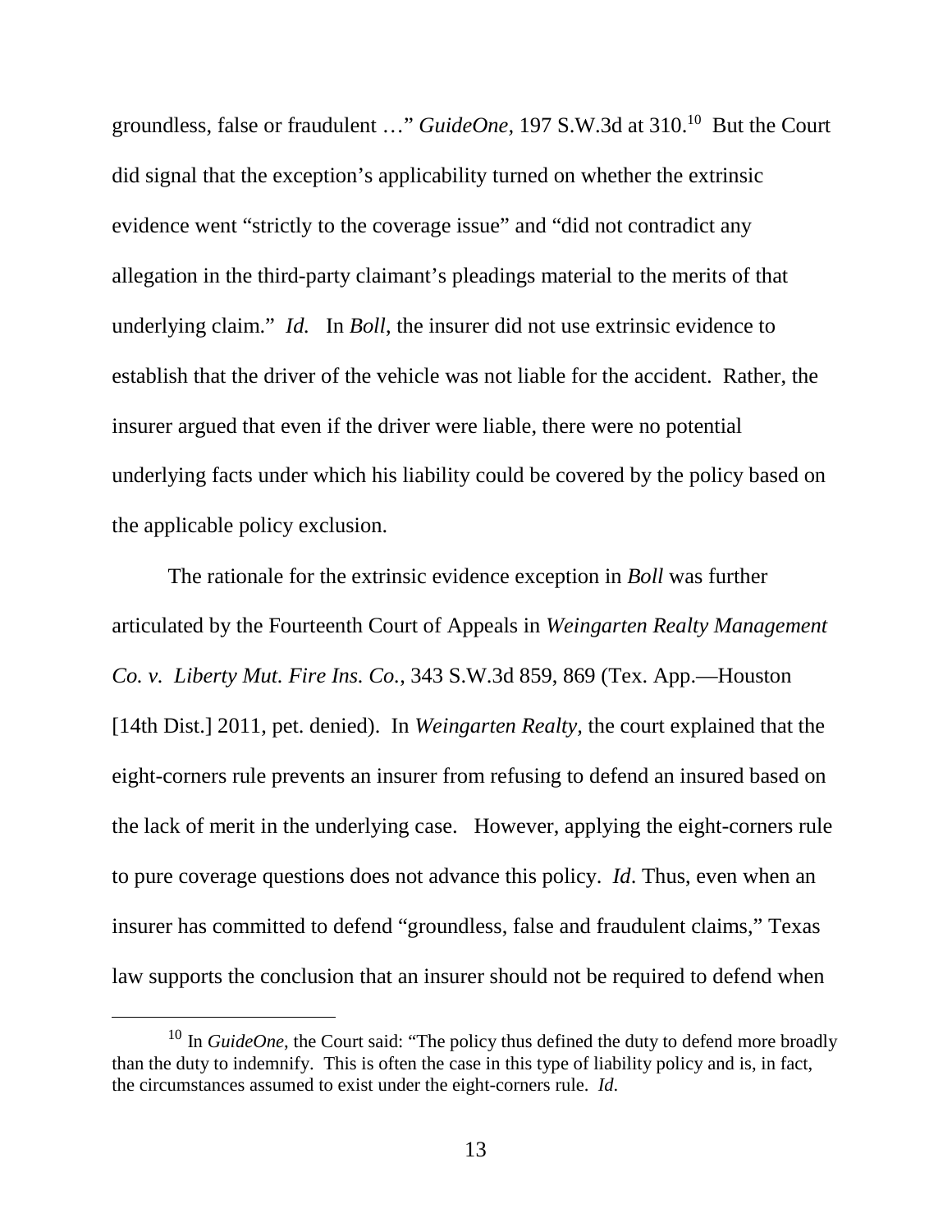groundless, false or fraudulent …" *GuideOne,* 197 S.W.3d at 310.[10] But the Court did signal that the exception's applicability turned on whether the extrinsic evidence went "strictly to the coverage issue" and "did not contradict any allegation in the third-party claimant's pleadings material to the merits of that underlying claim." *Id.* In *Boll,* the insurer did not use extrinsic evidence to establish that the driver of the vehicle was not liable for the accident. Rather, the insurer argued that even if the driver were liable, there were no potential underlying facts under which his liability could be covered by the policy based on the applicable policy exclusion.

The rationale for the extrinsic evidence exception in *Boll* was further articulated by the Fourteenth Court of Appeals in *Weingarten Realty Management Co. v. Liberty Mut. Fire Ins. Co.,* 343 S.W.3d 859, 869 (Tex. App.—Houston [14th Dist.] 2011, pet. denied). In *Weingarten Realty,* the court explained that the eight-corners rule prevents an insurer from refusing to defend an insured based on the lack of merit in the underlying case. However, applying the eight-corners rule to pure coverage questions does not advance this policy. *Id*. Thus, even when an insurer has committed to defend "groundless, false and fraudulent claims," Texas law supports the conclusion that an insurer should not be required to defend when

[10] In *GuideOne*, the Court said: "The policy thus defined the duty to defend more broadly than the duty to indemnify. This is often the case in this type of liability policy and is, in fact, the circumstances assumed to exist under the eight-corners rule. *Id.*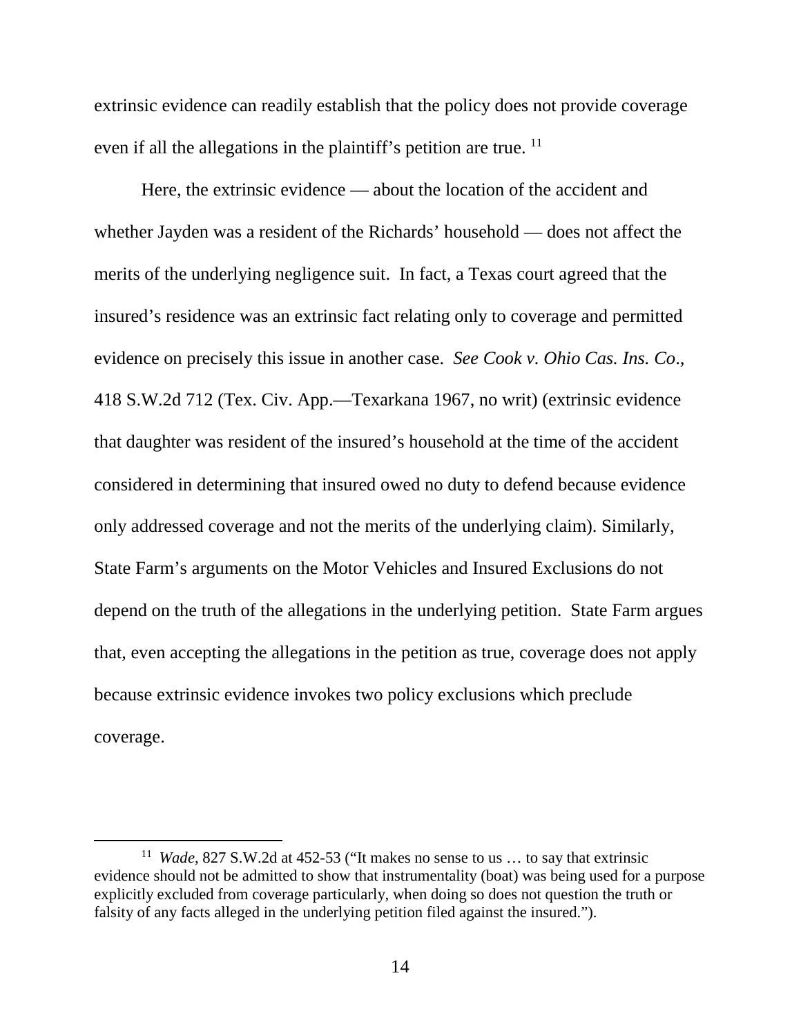extrinsic evidence can readily establish that the policy does not provide coverage even if all the allegations in the plaintiff's petition are true. [11]

Here, the extrinsic evidence — about the location of the accident and whether Jayden was a resident of the Richards' household — does not affect the merits of the underlying negligence suit. In fact, a Texas court agreed that the insured's residence was an extrinsic fact relating only to coverage and permitted evidence on precisely this issue in another case. *See Cook v. Ohio Cas. Ins. Co*., 418 S.W.2d 712 (Tex. Civ. App.—Texarkana 1967, no writ) (extrinsic evidence that daughter was resident of the insured's household at the time of the accident considered in determining that insured owed no duty to defend because evidence only addressed coverage and not the merits of the underlying claim). Similarly, State Farm's arguments on the Motor Vehicles and Insured Exclusions do not depend on the truth of the allegations in the underlying petition. State Farm argues that, even accepting the allegations in the petition as true, coverage does not apply because extrinsic evidence invokes two policy exclusions which preclude coverage.

---

[11] *Wade*, 827 S.W.2d at 452-53 ("It makes no sense to us … to say that extrinsic evidence should not be admitted to show that instrumentality (boat) was being used for a purpose explicitly excluded from coverage particularly, when doing so does not question the truth or falsity of any facts alleged in the underlying petition filed against the insured.").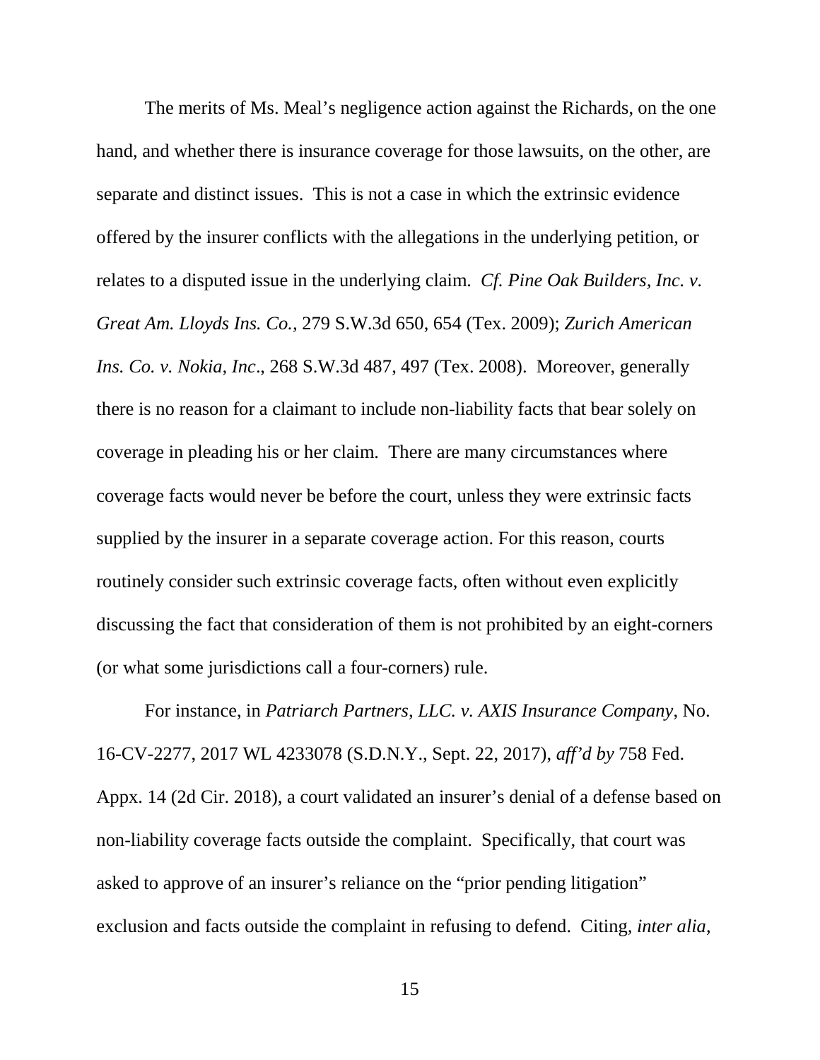The merits of Ms. Meal's negligence action against the Richards, on the one hand, and whether there is insurance coverage for those lawsuits, on the other, are separate and distinct issues. This is not a case in which the extrinsic evidence offered by the insurer conflicts with the allegations in the underlying petition, or relates to a disputed issue in the underlying claim. *Cf. Pine Oak Builders, Inc. v. Great Am. Lloyds Ins. Co.,* 279 S.W.3d 650, 654 (Tex. 2009); *Zurich American Ins. Co. v. Nokia, Inc*., 268 S.W.3d 487, 497 (Tex. 2008). Moreover, generally there is no reason for a claimant to include non-liability facts that bear solely on coverage in pleading his or her claim. There are many circumstances where coverage facts would never be before the court, unless they were extrinsic facts supplied by the insurer in a separate coverage action. For this reason, courts routinely consider such extrinsic coverage facts, often without even explicitly discussing the fact that consideration of them is not prohibited by an eight-corners (or what some jurisdictions call a four-corners) rule.

For instance, in *Patriarch Partners, LLC. v. AXIS Insurance Company*, No. 16-CV-2277, 2017 WL 4233078 (S.D.N.Y., Sept. 22, 2017), *aff'd by* 758 Fed. Appx. 14 (2d Cir. 2018), a court validated an insurer's denial of a defense based on non-liability coverage facts outside the complaint. Specifically, that court was asked to approve of an insurer's reliance on the "prior pending litigation" exclusion and facts outside the complaint in refusing to defend. Citing, *inter alia*,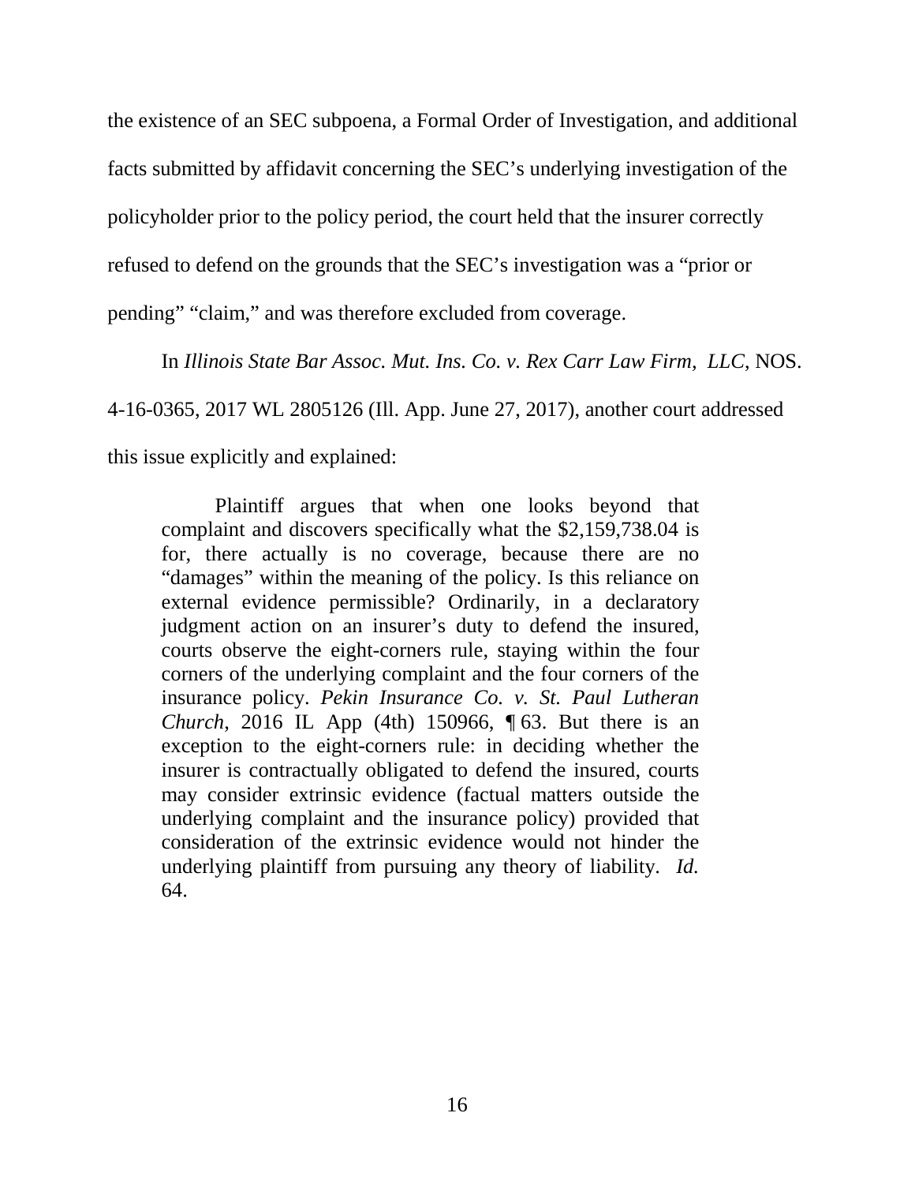the existence of an SEC subpoena, a Formal Order of Investigation, and additional facts submitted by affidavit concerning the SEC's underlying investigation of the policyholder prior to the policy period, the court held that the insurer correctly refused to defend on the grounds that the SEC's investigation was a "prior or pending" "claim," and was therefore excluded from coverage.

In *Illinois State Bar Assoc. Mut. Ins. Co. v. Rex Carr Law Firm, LLC*, NOS. 4-16-0365, 2017 WL 2805126 (Ill. App. June 27, 2017), another court addressed this issue explicitly and explained:

> Plaintiff argues that when one looks beyond that complaint and discovers specifically what the $2,159,738.04 is for, there actually is no coverage, because there are no "damages" within the meaning of the policy. Is this reliance on external evidence permissible? Ordinarily, in a declaratory judgment action on an insurer's duty to defend the insured, courts observe the eight-corners rule, staying within the four corners of the underlying complaint and the four corners of the insurance policy. *Pekin Insurance Co. v. St. Paul Lutheran Church*, 2016 IL App (4th) 150966, ¶ 63. But there is an exception to the eight-corners rule: in deciding whether the insurer is contractually obligated to defend the insured, courts may consider extrinsic evidence (factual matters outside the underlying complaint and the insurance policy) provided that consideration of the extrinsic evidence would not hinder the underlying plaintiff from pursuing any theory of liability. *Id.* 64.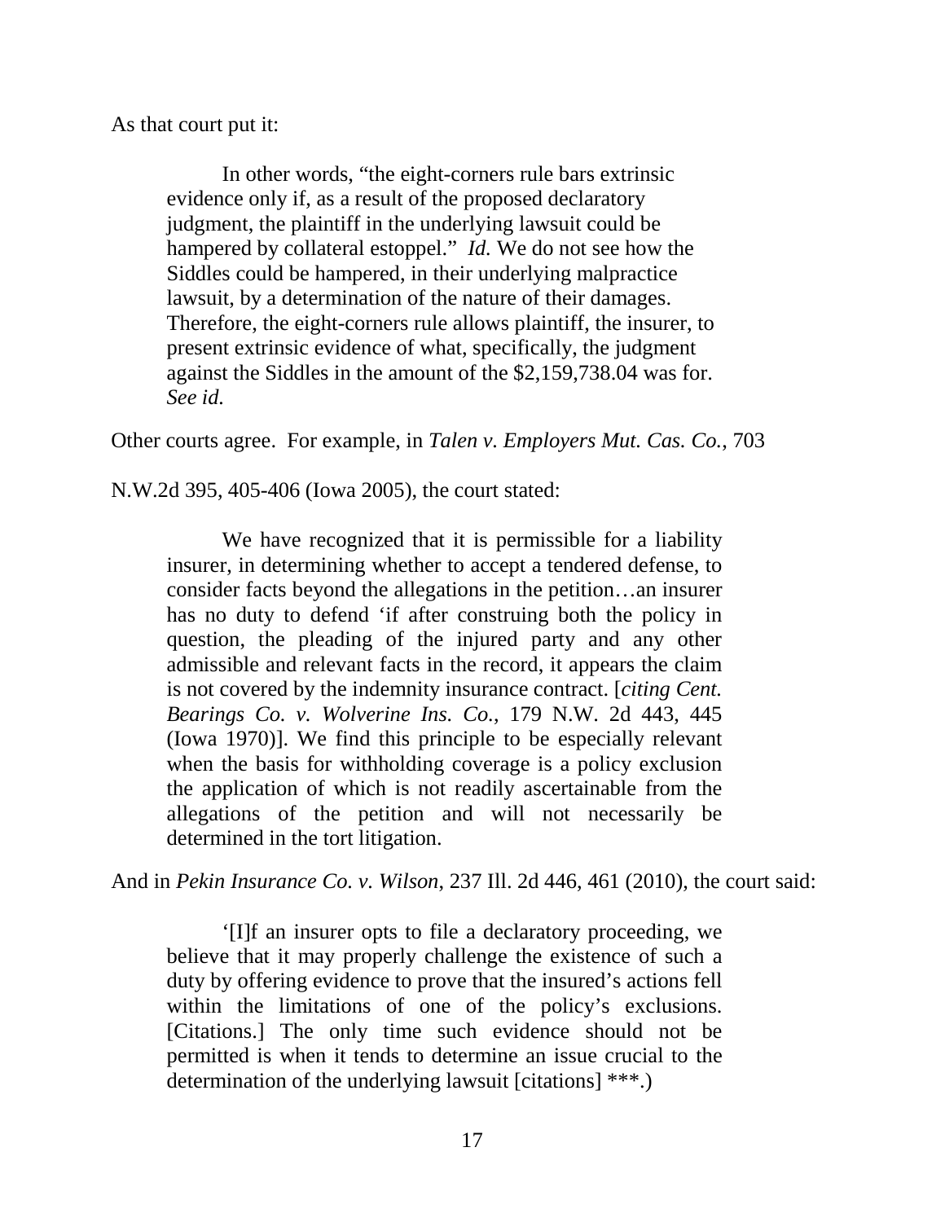As that court put it:

> In other words, "the eight-corners rule bars extrinsic evidence only if, as a result of the proposed declaratory judgment, the plaintiff in the underlying lawsuit could be hampered by collateral estoppel." *Id.* We do not see how the Siddles could be hampered, in their underlying malpractice lawsuit, by a determination of the nature of their damages. Therefore, the eight-corners rule allows plaintiff, the insurer, to present extrinsic evidence of what, specifically, the judgment against the Siddles in the amount of the $2,159,738.04 was for. *See id.*

Other courts agree. For example, in *Talen v. Employers Mut. Cas. Co.*, 703 N.W.2d 395, 405-406 (Iowa 2005), the court stated:

> We have recognized that it is permissible for a liability insurer, in determining whether to accept a tendered defense, to consider facts beyond the allegations in the petition…an insurer has no duty to defend 'if after construing both the policy in question, the pleading of the injured party and any other admissible and relevant facts in the record, it appears the claim is not covered by the indemnity insurance contract. [*citing Cent. Bearings Co. v. Wolverine Ins. Co.*, 179 N.W. 2d 443, 445 (Iowa 1970)]. We find this principle to be especially relevant when the basis for withholding coverage is a policy exclusion the application of which is not readily ascertainable from the allegations of the petition and will not necessarily be determined in the tort litigation.

And in *Pekin Insurance Co. v. Wilson*, 237 Ill. 2d 446, 461 (2010), the court said:

> '[I]f an insurer opts to file a declaratory proceeding, we believe that it may properly challenge the existence of such a duty by offering evidence to prove that the insured's actions fell within the limitations of one of the policy's exclusions. [Citations.] The only time such evidence should not be permitted is when it tends to determine an issue crucial to the determination of the underlying lawsuit [citations] ***.)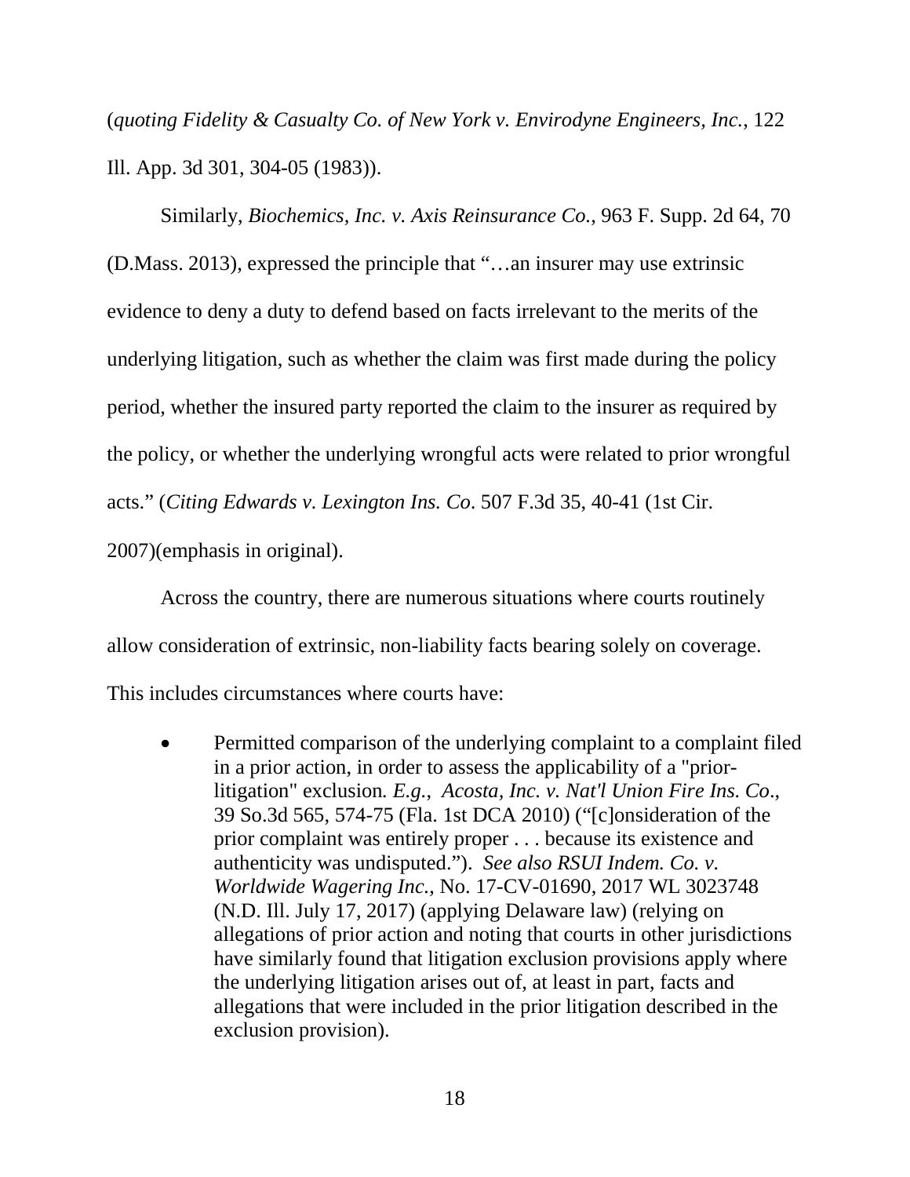(*quoting Fidelity & Casualty Co. of New York v. Envirodyne Engineers, Inc.*, 122 Ill. App. 3d 301, 304-05 (1983)).

Similarly, *Biochemics, Inc. v. Axis Reinsurance Co.*, 963 F. Supp. 2d 64, 70 (D.Mass. 2013), expressed the principle that "…an insurer may use extrinsic evidence to deny a duty to defend based on facts irrelevant to the merits of the underlying litigation, such as whether the claim was first made during the policy period, whether the insured party reported the claim to the insurer as required by the policy, or whether the underlying wrongful acts were related to prior wrongful acts." (*Citing Edwards v. Lexington Ins. Co*. 507 F.3d 35, 40-41 (1st Cir. 2007)(emphasis in original).

Across the country, there are numerous situations where courts routinely allow consideration of extrinsic, non-liability facts bearing solely on coverage. This includes circumstances where courts have:

- Permitted comparison of the underlying complaint to a complaint filed in a prior action, in order to assess the applicability of a "prior-litigation" exclusion. *E.g., Acosta, Inc. v. Nat'l Union Fire Ins. Co*., 39 So.3d 565, 574-75 (Fla. 1st DCA 2010) ("[c]onsideration of the prior complaint was entirely proper . . . because its existence and authenticity was undisputed."). *See also RSUI Indem. Co. v. Worldwide Wagering Inc.*, No. 17-CV-01690, 2017 WL 3023748 (N.D. Ill. July 17, 2017) (applying Delaware law) (relying on allegations of prior action and noting that courts in other jurisdictions have similarly found that litigation exclusion provisions apply where the underlying litigation arises out of, at least in part, facts and allegations that were included in the prior litigation described in the exclusion provision).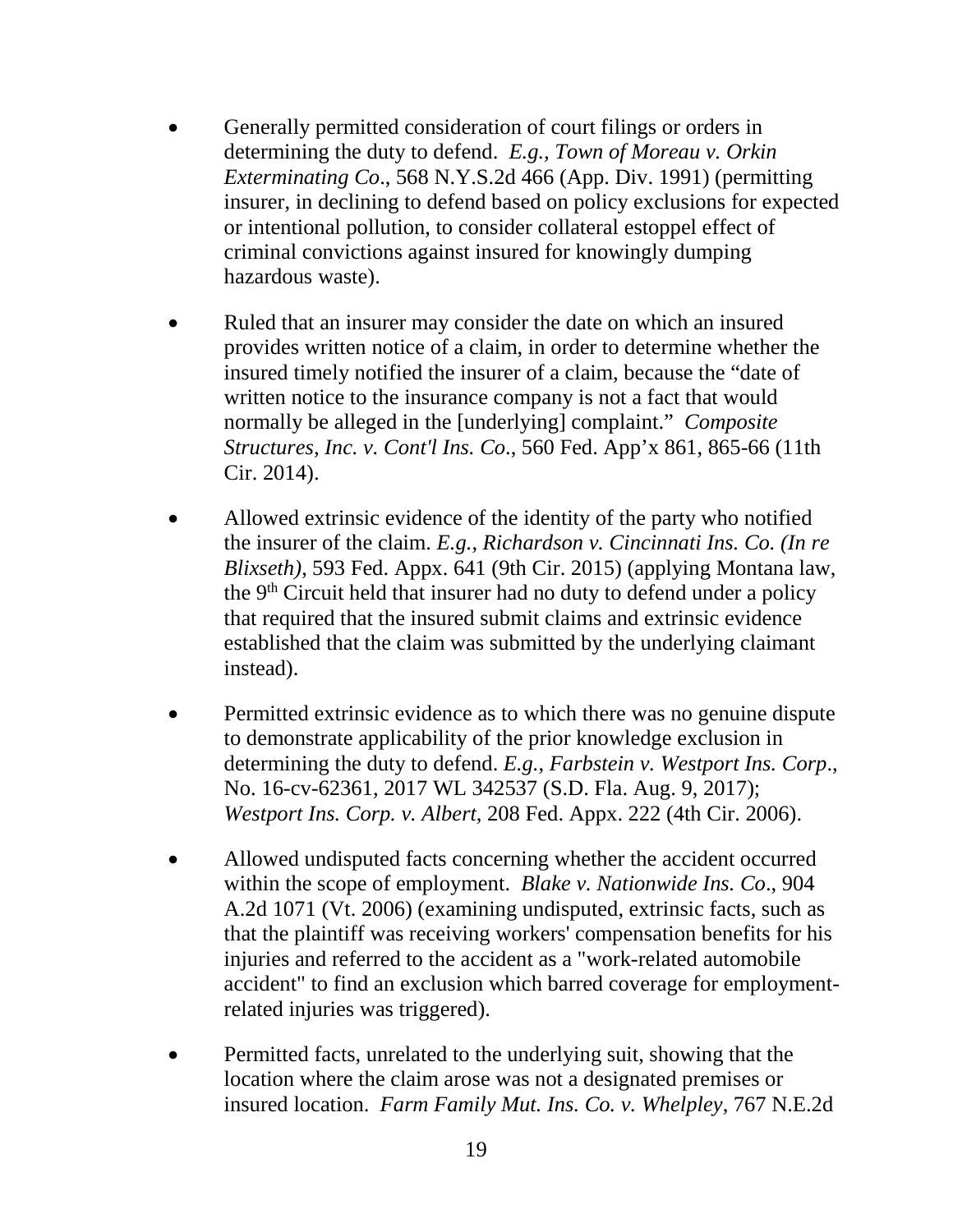- Generally permitted consideration of court filings or orders in determining the duty to defend. *E.g., Town of Moreau v. Orkin Exterminating Co*., 568 N.Y.S.2d 466 (App. Div. 1991) (permitting insurer, in declining to defend based on policy exclusions for expected or intentional pollution, to consider collateral estoppel effect of criminal convictions against insured for knowingly dumping hazardous waste).

- Ruled that an insurer may consider the date on which an insured provides written notice of a claim, in order to determine whether the insured timely notified the insurer of a claim, because the "date of written notice to the insurance company is not a fact that would normally be alleged in the [underlying] complaint." *Composite Structures, Inc. v. Cont'l Ins. Co*., 560 Fed. App'x 861, 865-66 (11th Cir. 2014).

- Allowed extrinsic evidence of the identity of the party who notified the insurer of the claim. *E.g.*, *Richardson v. Cincinnati Ins. Co. (In re Blixseth),* 593 Fed. Appx. 641 (9th Cir. 2015) (applying Montana law, the 9th Circuit held that insurer had no duty to defend under a policy that required that the insured submit claims and extrinsic evidence established that the claim was submitted by the underlying claimant instead).

- Permitted extrinsic evidence as to which there was no genuine dispute to demonstrate applicability of the prior knowledge exclusion in determining the duty to defend. *E.g.*, *Farbstein v. Westport Ins. Corp*., No. 16-cv-62361, 2017 WL 342537 (S.D. Fla. Aug. 9, 2017); *Westport Ins. Corp. v. Albert*, 208 Fed. Appx. 222 (4th Cir. 2006).

- Allowed undisputed facts concerning whether the accident occurred within the scope of employment. *Blake v. Nationwide Ins. Co*., 904 A.2d 1071 (Vt. 2006) (examining undisputed, extrinsic facts, such as that the plaintiff was receiving workers' compensation benefits for his injuries and referred to the accident as a "work-related automobile accident" to find an exclusion which barred coverage for employment-related injuries was triggered).

- Permitted facts, unrelated to the underlying suit, showing that the location where the claim arose was not a designated premises or insured location. *Farm Family Mut. Ins. Co. v. Whelpley*, 767 N.E.2d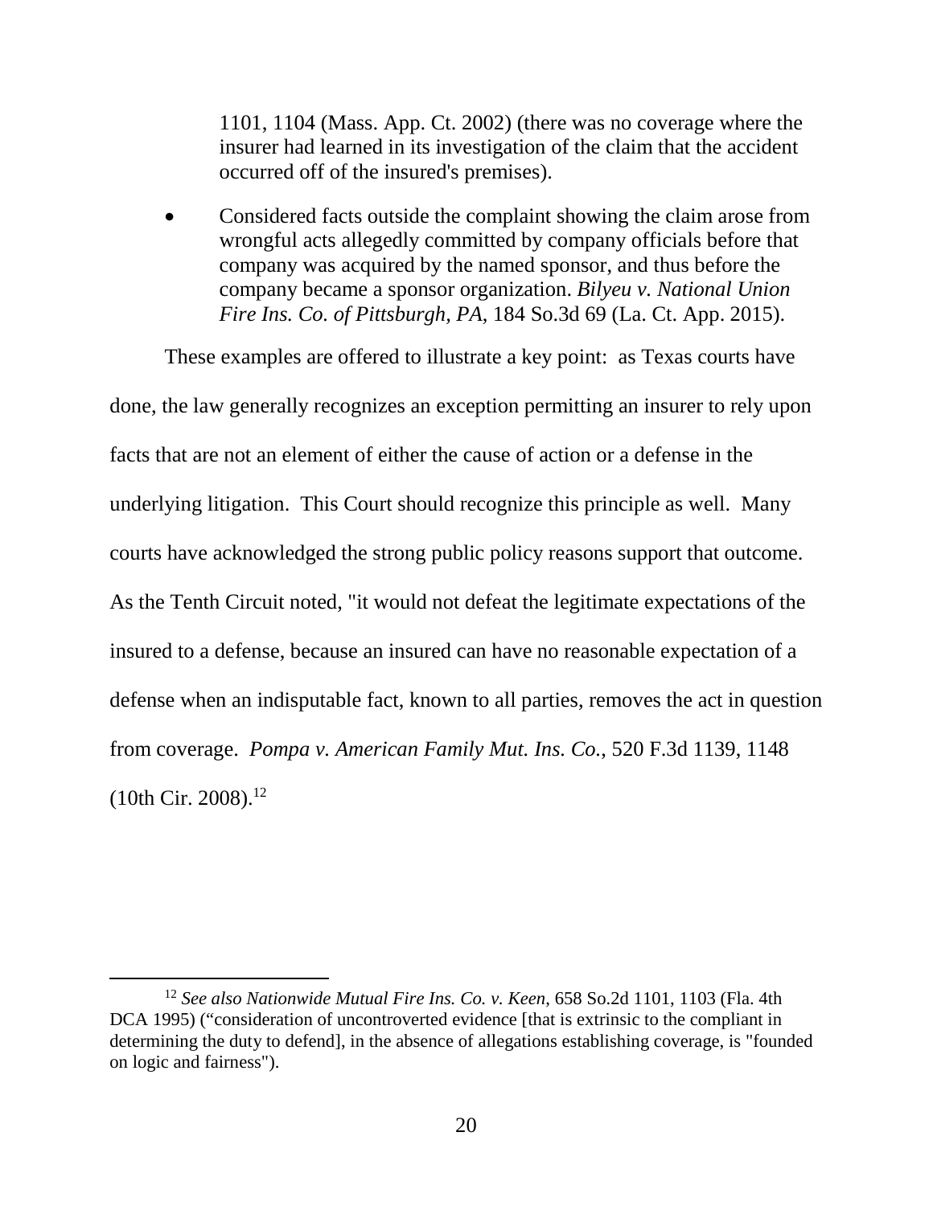1101, 1104 (Mass. App. Ct. 2002) (there was no coverage where the insurer had learned in its investigation of the claim that the accident occurred off of the insured's premises).

- Considered facts outside the complaint showing the claim arose from wrongful acts allegedly committed by company officials before that company was acquired by the named sponsor, and thus before the company became a sponsor organization. *Bilyeu v. National Union Fire Ins. Co. of Pittsburgh, PA*, 184 So.3d 69 (La. Ct. App. 2015).

These examples are offered to illustrate a key point: as Texas courts have done, the law generally recognizes an exception permitting an insurer to rely upon facts that are not an element of either the cause of action or a defense in the underlying litigation. This Court should recognize this principle as well. Many courts have acknowledged the strong public policy reasons support that outcome. As the Tenth Circuit noted, "it would not defeat the legitimate expectations of the insured to a defense, because an insured can have no reasonable expectation of a defense when an indisputable fact, known to all parties, removes the act in question from coverage. *Pompa v. American Family Mut. Ins. Co.*, 520 F.3d 1139, 1148 (10th Cir. 2008).[12]

[12] *See also Nationwide Mutual Fire Ins. Co. v. Keen*, 658 So.2d 1101, 1103 (Fla. 4th DCA 1995) ("consideration of uncontroverted evidence [that is extrinsic to the compliant in determining the duty to defend], in the absence of allegations establishing coverage, is "founded on logic and fairness").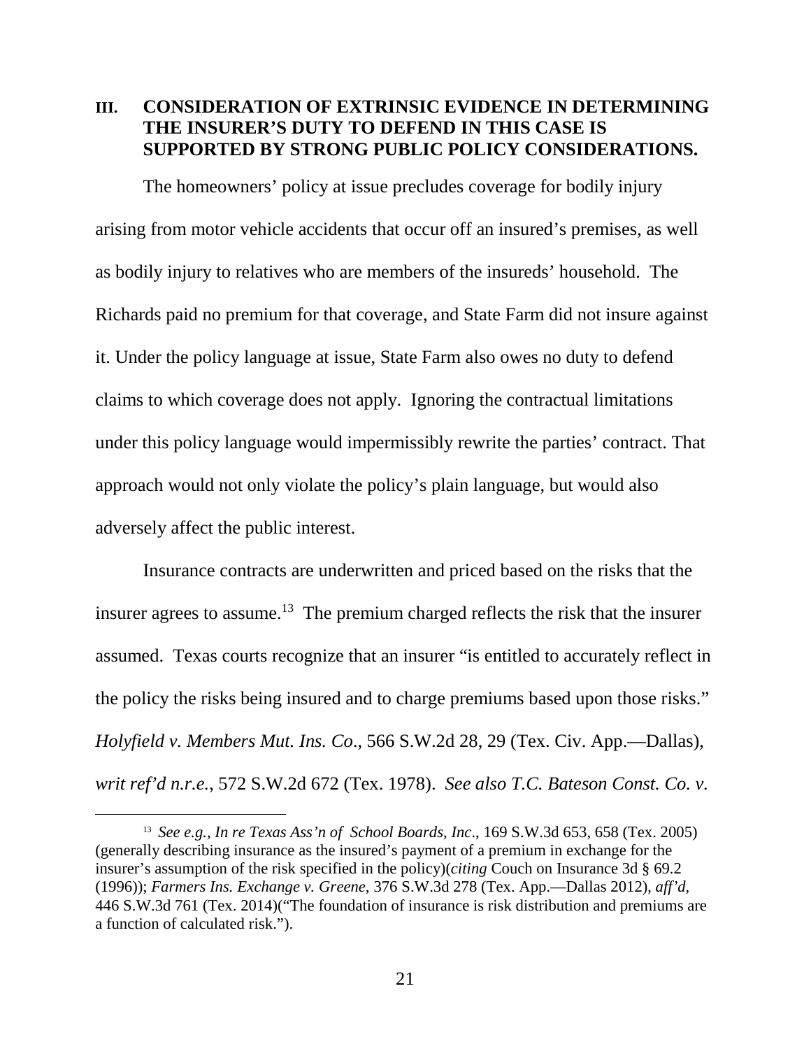## III. CONSIDERATION OF EXTRINSIC EVIDENCE IN DETERMINING THE INSURER'S DUTY TO DEFEND IN THIS CASE IS SUPPORTED BY STRONG PUBLIC POLICY CONSIDERATIONS.

The homeowners' policy at issue precludes coverage for bodily injury arising from motor vehicle accidents that occur off an insured's premises, as well as bodily injury to relatives who are members of the insureds' household. The Richards paid no premium for that coverage, and State Farm did not insure against it. Under the policy language at issue, State Farm also owes no duty to defend claims to which coverage does not apply. Ignoring the contractual limitations under this policy language would impermissibly rewrite the parties' contract. That approach would not only violate the policy's plain language, but would also adversely affect the public interest.

Insurance contracts are underwritten and priced based on the risks that the insurer agrees to assume.[13] The premium charged reflects the risk that the insurer assumed. Texas courts recognize that an insurer "is entitled to accurately reflect in the policy the risks being insured and to charge premiums based upon those risks." *Holyfield v. Members Mut. Ins. Co*., 566 S.W.2d 28, 29 (Tex. Civ. App.—Dallas), *writ ref'd n.r.e.*, 572 S.W.2d 672 (Tex. 1978). *See also T.C. Bateson Const. Co. v.*

---

[13] *See e.g., In re Texas Ass'n of School Boards, Inc*., 169 S.W.3d 653, 658 (Tex. 2005) (generally describing insurance as the insured's payment of a premium in exchange for the insurer's assumption of the risk specified in the policy)(*citing* Couch on Insurance 3d § 69.2 (1996)); *Farmers Ins. Exchange v. Greene*, 376 S.W.3d 278 (Tex. App.—Dallas 2012), *aff'd*, 446 S.W.3d 761 (Tex. 2014)("The foundation of insurance is risk distribution and premiums are a function of calculated risk.").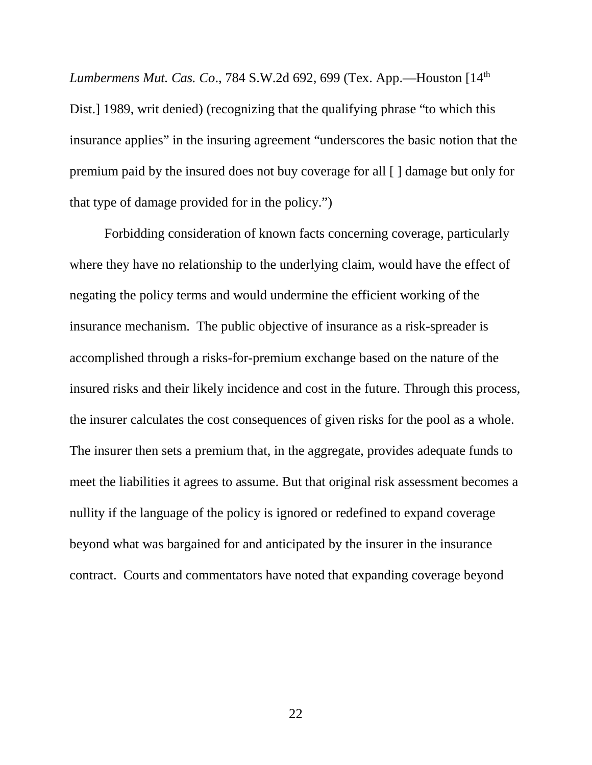*Lumbermens Mut. Cas. Co*., 784 S.W.2d 692, 699 (Tex. App.—Houston [14th Dist.] 1989, writ denied) (recognizing that the qualifying phrase "to which this insurance applies" in the insuring agreement "underscores the basic notion that the premium paid by the insured does not buy coverage for all [ ] damage but only for that type of damage provided for in the policy.")

Forbidding consideration of known facts concerning coverage, particularly where they have no relationship to the underlying claim, would have the effect of negating the policy terms and would undermine the efficient working of the insurance mechanism. The public objective of insurance as a risk-spreader is accomplished through a risks-for-premium exchange based on the nature of the insured risks and their likely incidence and cost in the future. Through this process, the insurer calculates the cost consequences of given risks for the pool as a whole. The insurer then sets a premium that, in the aggregate, provides adequate funds to meet the liabilities it agrees to assume. But that original risk assessment becomes a nullity if the language of the policy is ignored or redefined to expand coverage beyond what was bargained for and anticipated by the insurer in the insurance contract. Courts and commentators have noted that expanding coverage beyond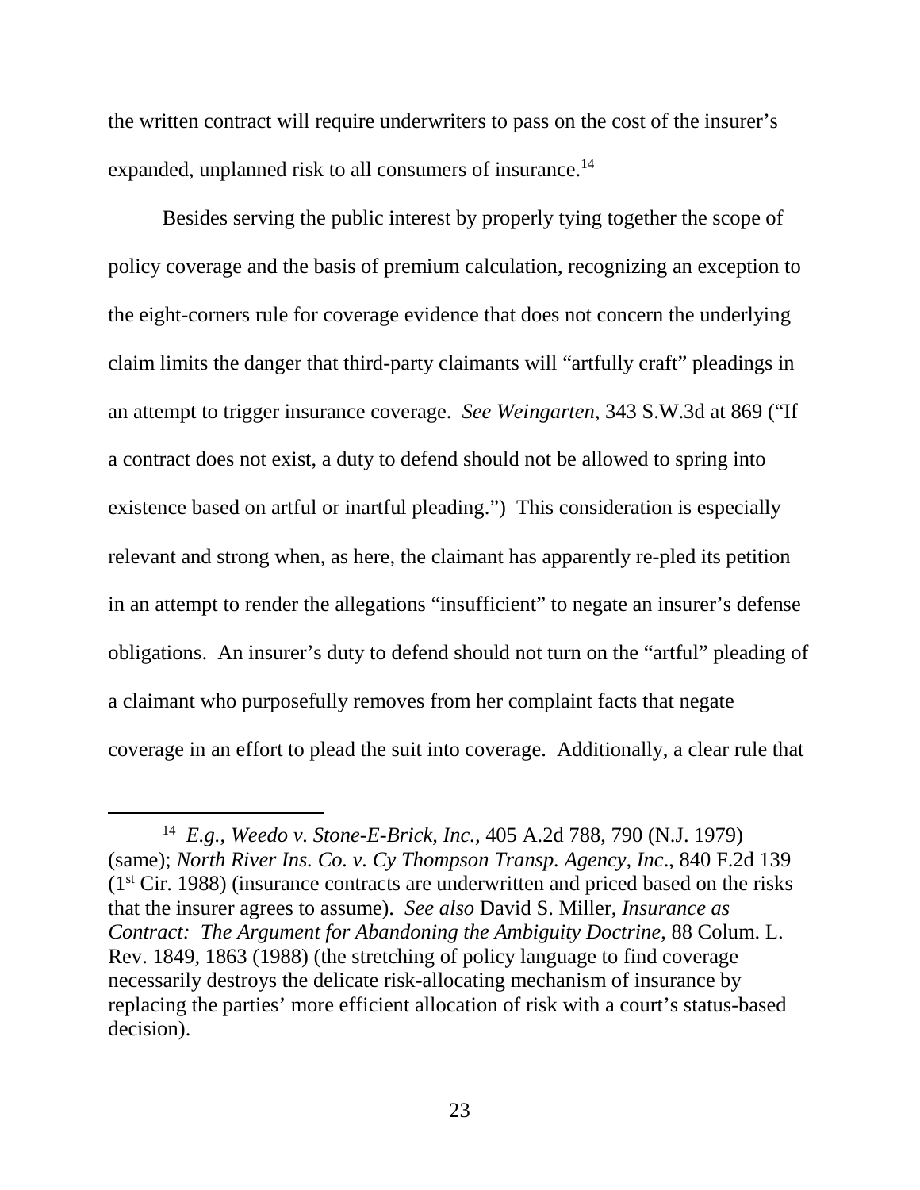the written contract will require underwriters to pass on the cost of the insurer's expanded, unplanned risk to all consumers of insurance.[14]

Besides serving the public interest by properly tying together the scope of policy coverage and the basis of premium calculation, recognizing an exception to the eight-corners rule for coverage evidence that does not concern the underlying claim limits the danger that third-party claimants will "artfully craft" pleadings in an attempt to trigger insurance coverage. *See Weingarten*, 343 S.W.3d at 869 ("If a contract does not exist, a duty to defend should not be allowed to spring into existence based on artful or inartful pleading.") This consideration is especially relevant and strong when, as here, the claimant has apparently re-pled its petition in an attempt to render the allegations "insufficient" to negate an insurer's defense obligations. An insurer's duty to defend should not turn on the "artful" pleading of a claimant who purposefully removes from her complaint facts that negate coverage in an effort to plead the suit into coverage. Additionally, a clear rule that

---

[14] *E.g.*, *Weedo v. Stone-E-Brick, Inc.*, 405 A.2d 788, 790 (N.J. 1979) (same); *North River Ins. Co. v. Cy Thompson Transp. Agency, Inc*., 840 F.2d 139 (1st Cir. 1988) (insurance contracts are underwritten and priced based on the risks that the insurer agrees to assume). *See also* David S. Miller, *Insurance as Contract: The Argument for Abandoning the Ambiguity Doctrine*, 88 Colum. L. Rev. 1849, 1863 (1988) (the stretching of policy language to find coverage necessarily destroys the delicate risk-allocating mechanism of insurance by replacing the parties' more efficient allocation of risk with a court's status-based decision).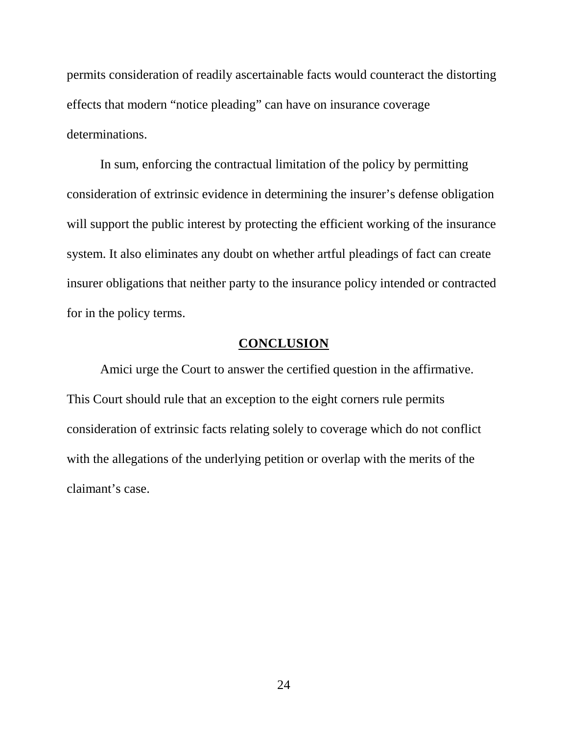permits consideration of readily ascertainable facts would counteract the distorting effects that modern "notice pleading" can have on insurance coverage determinations.

In sum, enforcing the contractual limitation of the policy by permitting consideration of extrinsic evidence in determining the insurer's defense obligation will support the public interest by protecting the efficient working of the insurance system. It also eliminates any doubt on whether artful pleadings of fact can create insurer obligations that neither party to the insurance policy intended or contracted for in the policy terms.

## CONCLUSION

Amici urge the Court to answer the certified question in the affirmative. This Court should rule that an exception to the eight corners rule permits consideration of extrinsic facts relating solely to coverage which do not conflict with the allegations of the underlying petition or overlap with the merits of the claimant's case.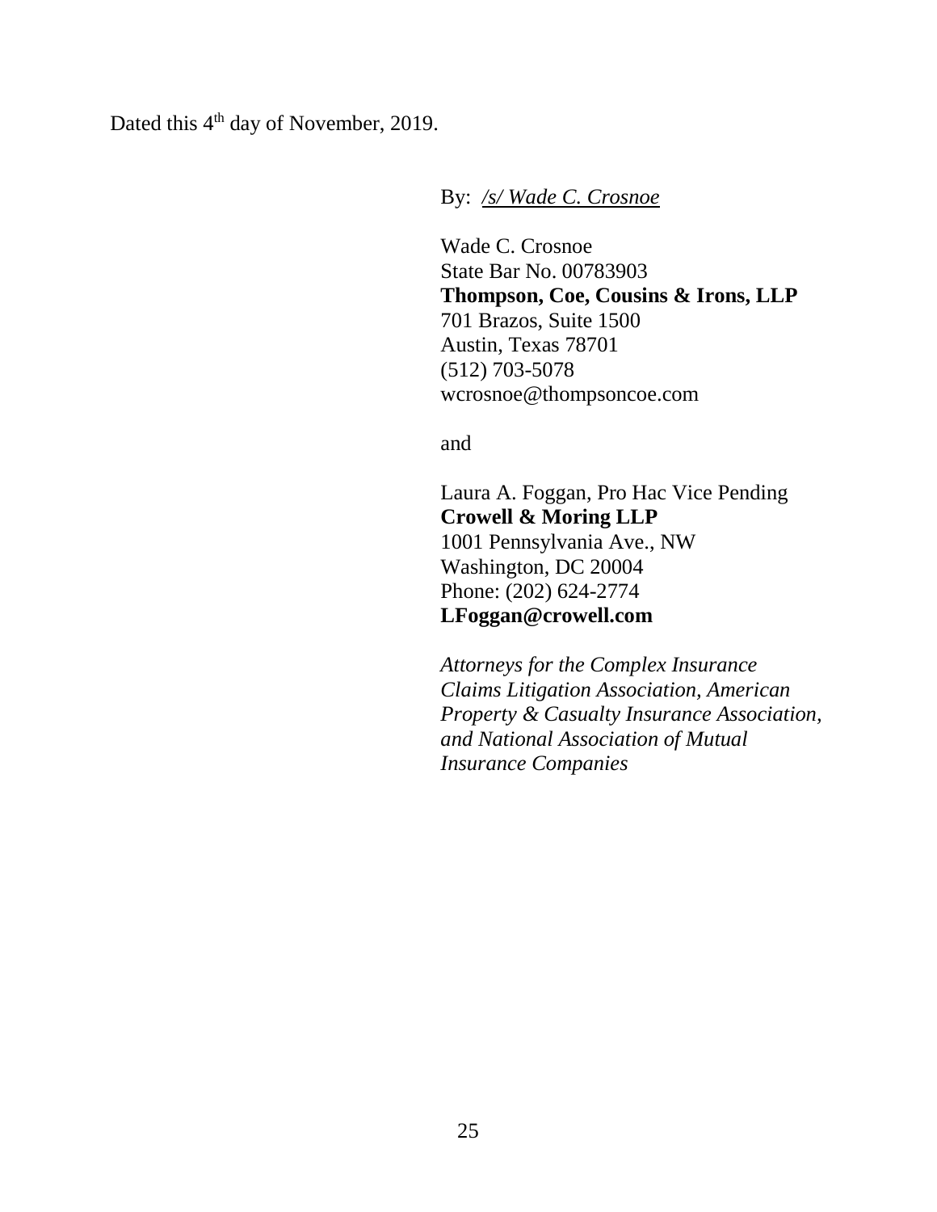Dated this 4th day of November, 2019.

By: */s/ Wade C. Crosnoe*

Wade C. Crosnoe
State Bar No. 00783903
**Thompson, Coe, Cousins & Irons, LLP**
701 Brazos, Suite 1500
Austin, Texas 78701
(512) 703-5078
wcrosnoe@thompsoncoe.com

and

Laura A. Foggan, Pro Hac Vice Pending
**Crowell & Moring LLP**
1001 Pennsylvania Ave., NW
Washington, DC 20004
Phone: (202) 624-2774
**LFoggan@crowell.com**

*Attorneys for the Complex Insurance Claims Litigation Association, American Property & Casualty Insurance Association, and National Association of Mutual Insurance Companies*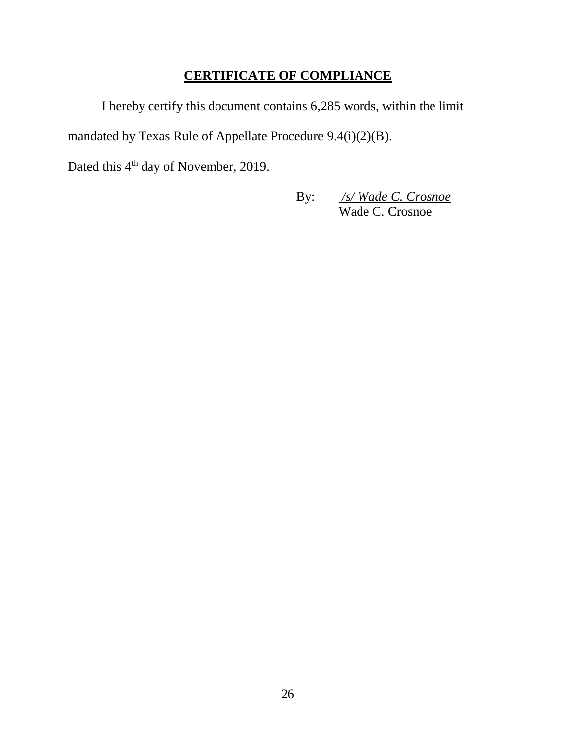## CERTIFICATE OF COMPLIANCE

I hereby certify this document contains 6,285 words, within the limit mandated by Texas Rule of Appellate Procedure 9.4(i)(2)(B).

Dated this 4th day of November, 2019.

By: *_/s/ Wade C. Crosnoe_*
Wade C. Crosnoe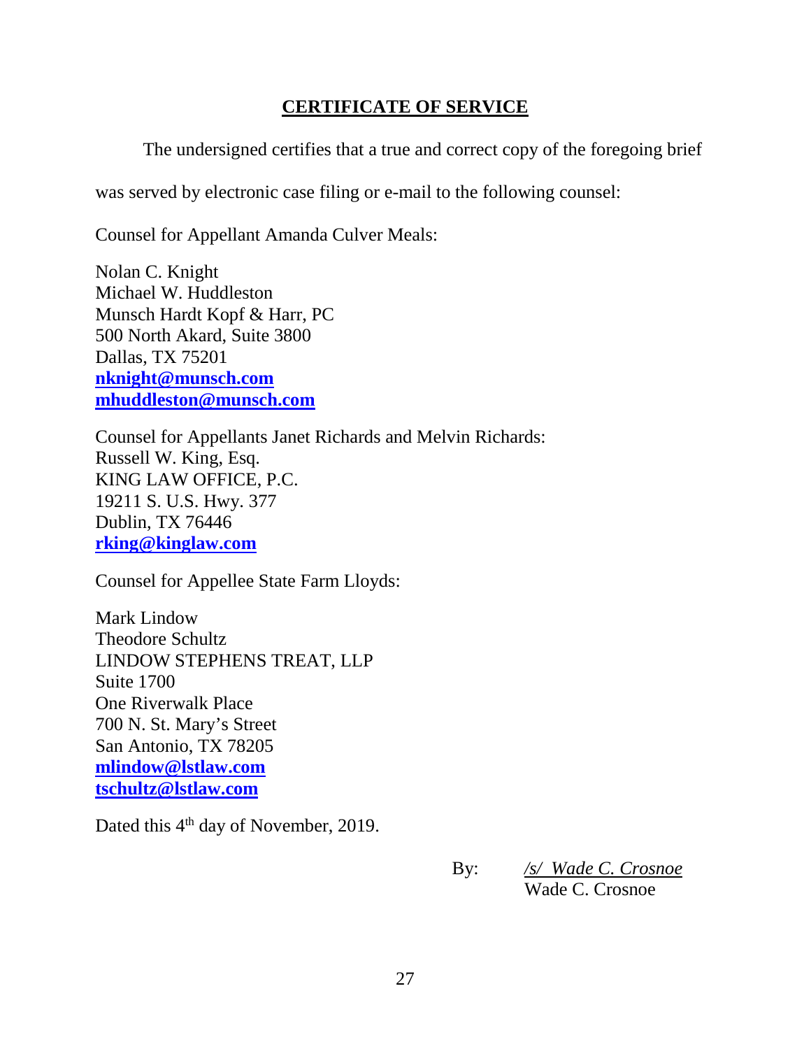## **CERTIFICATE OF SERVICE**

The undersigned certifies that a true and correct copy of the foregoing brief was served by electronic case filing or e-mail to the following counsel:

Counsel for Appellant Amanda Culver Meals:

Nolan C. Knight  
Michael W. Huddleston  
Munsch Hardt Kopf & Harr, PC  
500 North Akard, Suite 3800  
Dallas, TX 75201  
**nknight@munsch.com**  
**mhuddleston@munsch.com**

Counsel for Appellants Janet Richards and Melvin Richards:  
Russell W. King, Esq.  
KING LAW OFFICE, P.C.  
19211 S. U.S. Hwy. 377  
Dublin, TX 76446  
**rking@kinglaw.com**

Counsel for Appellee State Farm Lloyds:

Mark Lindow  
Theodore Schultz  
LINDOW STEPHENS TREAT, LLP  
Suite 1700  
One Riverwalk Place  
700 N. St. Mary's Street  
San Antonio, TX 78205  
**mlindow@lstlaw.com**  
**tschultz@lstlaw.com**

Dated this 4th day of November, 2019.

By: *_/s/ Wade C. Crosnoe_*  
Wade C. Crosnoe